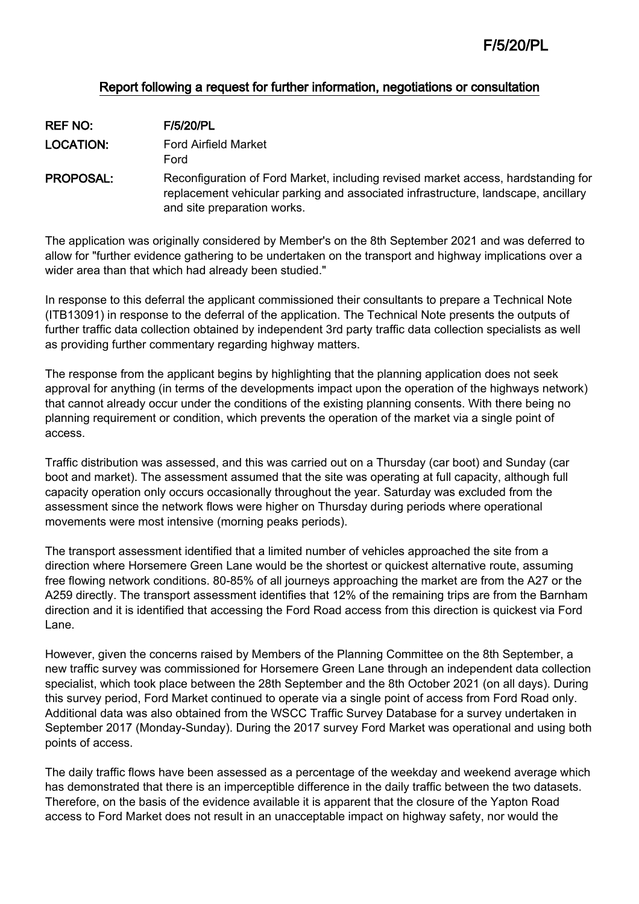F/5/20/PL

## Report following a request for further information, negotiations or consultation

| | |
|---|---|
| **REF NO:** | F/5/20/PL |
| **LOCATION:** | Ford Airfield Market<br>Ford |
| **PROPOSAL:** | Reconfiguration of Ford Market, including revised market access, hardstanding for replacement vehicular parking and associated infrastructure, landscape, ancillary and site preparation works. |

The application was originally considered by Member's on the 8th September 2021 and was deferred to allow for "further evidence gathering to be undertaken on the transport and highway implications over a wider area than that which had already been studied."

In response to this deferral the applicant commissioned their consultants to prepare a Technical Note (ITB13091) in response to the deferral of the application. The Technical Note presents the outputs of further traffic data collection obtained by independent 3rd party traffic data collection specialists as well as providing further commentary regarding highway matters.

The response from the applicant begins by highlighting that the planning application does not seek approval for anything (in terms of the developments impact upon the operation of the highways network) that cannot already occur under the conditions of the existing planning consents. With there being no planning requirement or condition, which prevents the operation of the market via a single point of access.

Traffic distribution was assessed, and this was carried out on a Thursday (car boot) and Sunday (car boot and market). The assessment assumed that the site was operating at full capacity, although full capacity operation only occurs occasionally throughout the year. Saturday was excluded from the assessment since the network flows were higher on Thursday during periods where operational movements were most intensive (morning peaks periods).

The transport assessment identified that a limited number of vehicles approached the site from a direction where Horsemere Green Lane would be the shortest or quickest alternative route, assuming free flowing network conditions. 80-85% of all journeys approaching the market are from the A27 or the A259 directly. The transport assessment identifies that 12% of the remaining trips are from the Barnham direction and it is identified that accessing the Ford Road access from this direction is quickest via Ford Lane.

However, given the concerns raised by Members of the Planning Committee on the 8th September, a new traffic survey was commissioned for Horsemere Green Lane through an independent data collection specialist, which took place between the 28th September and the 8th October 2021 (on all days). During this survey period, Ford Market continued to operate via a single point of access from Ford Road only. Additional data was also obtained from the WSCC Traffic Survey Database for a survey undertaken in September 2017 (Monday-Sunday). During the 2017 survey Ford Market was operational and using both points of access.

The daily traffic flows have been assessed as a percentage of the weekday and weekend average which has demonstrated that there is an imperceptible difference in the daily traffic between the two datasets. Therefore, on the basis of the evidence available it is apparent that the closure of the Yapton Road access to Ford Market does not result in an unacceptable impact on highway safety, nor would the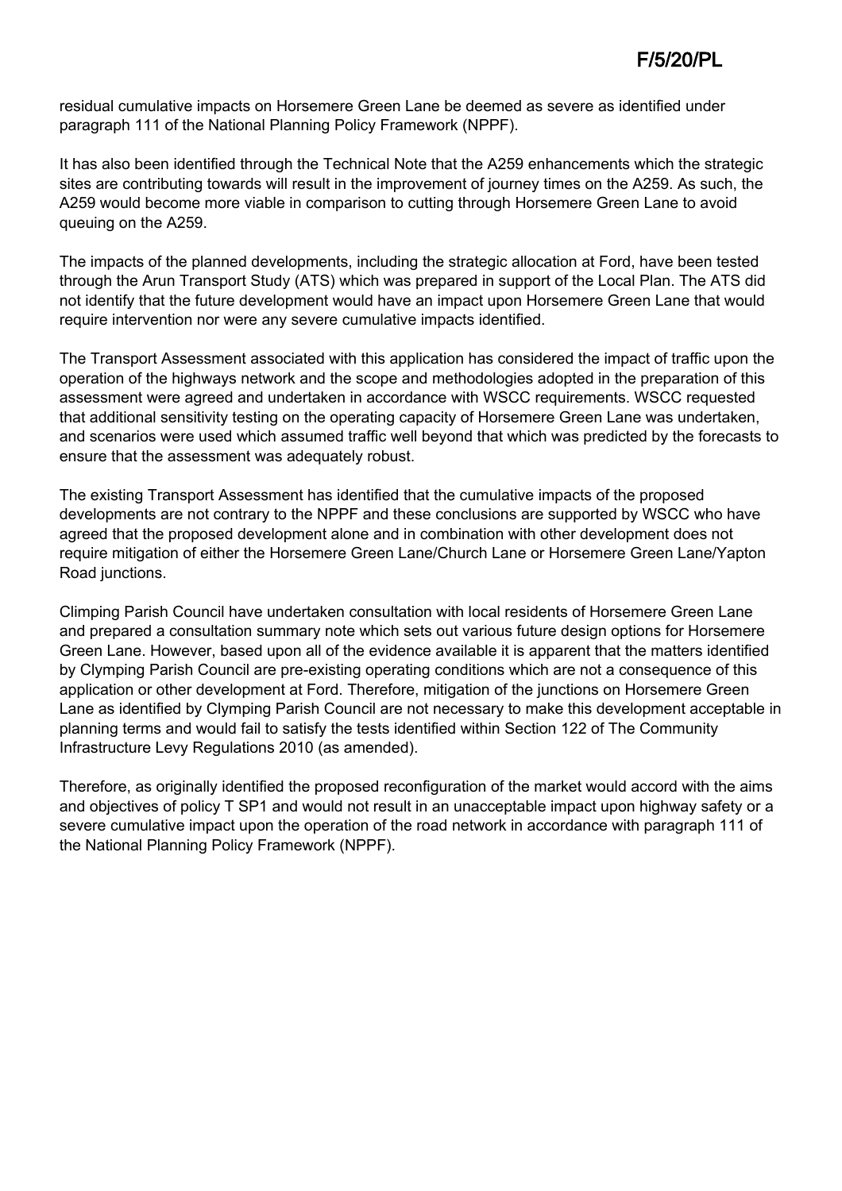residual cumulative impacts on Horsemere Green Lane be deemed as severe as identified under paragraph 111 of the National Planning Policy Framework (NPPF).

It has also been identified through the Technical Note that the A259 enhancements which the strategic sites are contributing towards will result in the improvement of journey times on the A259. As such, the A259 would become more viable in comparison to cutting through Horsemere Green Lane to avoid queuing on the A259.

The impacts of the planned developments, including the strategic allocation at Ford, have been tested through the Arun Transport Study (ATS) which was prepared in support of the Local Plan. The ATS did not identify that the future development would have an impact upon Horsemere Green Lane that would require intervention nor were any severe cumulative impacts identified.

The Transport Assessment associated with this application has considered the impact of traffic upon the operation of the highways network and the scope and methodologies adopted in the preparation of this assessment were agreed and undertaken in accordance with WSCC requirements. WSCC requested that additional sensitivity testing on the operating capacity of Horsemere Green Lane was undertaken, and scenarios were used which assumed traffic well beyond that which was predicted by the forecasts to ensure that the assessment was adequately robust.

The existing Transport Assessment has identified that the cumulative impacts of the proposed developments are not contrary to the NPPF and these conclusions are supported by WSCC who have agreed that the proposed development alone and in combination with other development does not require mitigation of either the Horsemere Green Lane/Church Lane or Horsemere Green Lane/Yapton Road junctions.

Climping Parish Council have undertaken consultation with local residents of Horsemere Green Lane and prepared a consultation summary note which sets out various future design options for Horsemere Green Lane. However, based upon all of the evidence available it is apparent that the matters identified by Clymping Parish Council are pre-existing operating conditions which are not a consequence of this application or other development at Ford. Therefore, mitigation of the junctions on Horsemere Green Lane as identified by Clymping Parish Council are not necessary to make this development acceptable in planning terms and would fail to satisfy the tests identified within Section 122 of The Community Infrastructure Levy Regulations 2010 (as amended).

Therefore, as originally identified the proposed reconfiguration of the market would accord with the aims and objectives of policy T SP1 and would not result in an unacceptable impact upon highway safety or a severe cumulative impact upon the operation of the road network in accordance with paragraph 111 of the National Planning Policy Framework (NPPF).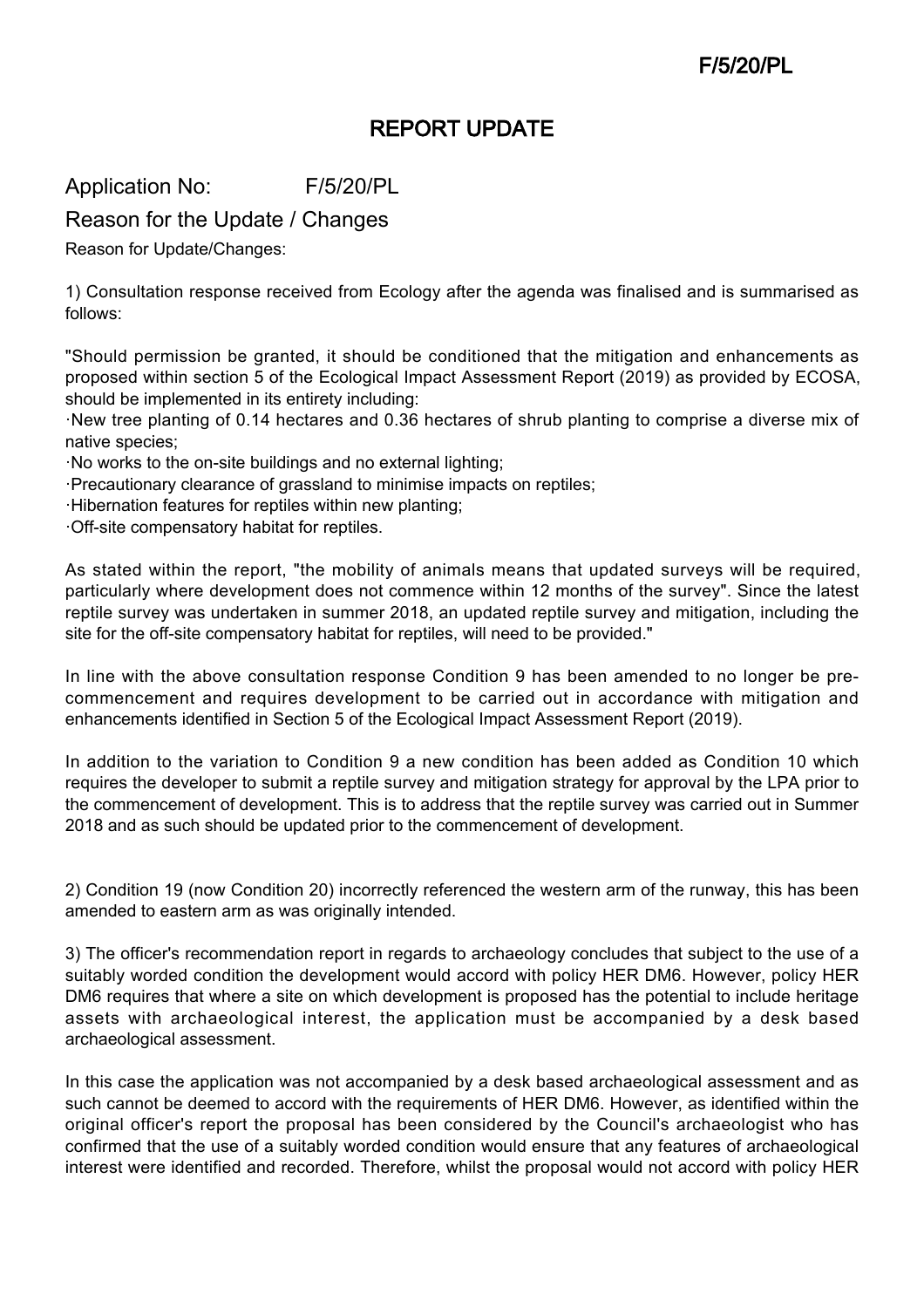# REPORT UPDATE

Application No: F/5/20/PL

## Reason for the Update / Changes

Reason for Update/Changes:

1) Consultation response received from Ecology after the agenda was finalised and is summarised as follows:

"Should permission be granted, it should be conditioned that the mitigation and enhancements as proposed within section 5 of the Ecological Impact Assessment Report (2019) as provided by ECOSA, should be implemented in its entirety including:

- New tree planting of 0.14 hectares and 0.36 hectares of shrub planting to comprise a diverse mix of native species;
- No works to the on-site buildings and no external lighting;
- Precautionary clearance of grassland to minimise impacts on reptiles;
- Hibernation features for reptiles within new planting;
- Off-site compensatory habitat for reptiles.

As stated within the report, "the mobility of animals means that updated surveys will be required, particularly where development does not commence within 12 months of the survey". Since the latest reptile survey was undertaken in summer 2018, an updated reptile survey and mitigation, including the site for the off-site compensatory habitat for reptiles, will need to be provided."

In line with the above consultation response Condition 9 has been amended to no longer be pre-commencement and requires development to be carried out in accordance with mitigation and enhancements identified in Section 5 of the Ecological Impact Assessment Report (2019).

In addition to the variation to Condition 9 a new condition has been added as Condition 10 which requires the developer to submit a reptile survey and mitigation strategy for approval by the LPA prior to the commencement of development. This is to address that the reptile survey was carried out in Summer 2018 and as such should be updated prior to the commencement of development.

2) Condition 19 (now Condition 20) incorrectly referenced the western arm of the runway, this has been amended to eastern arm as was originally intended.

3) The officer's recommendation report in regards to archaeology concludes that subject to the use of a suitably worded condition the development would accord with policy HER DM6. However, policy HER DM6 requires that where a site on which development is proposed has the potential to include heritage assets with archaeological interest, the application must be accompanied by a desk based archaeological assessment.

In this case the application was not accompanied by a desk based archaeological assessment and as such cannot be deemed to accord with the requirements of HER DM6. However, as identified within the original officer's report the proposal has been considered by the Council's archaeologist who has confirmed that the use of a suitably worded condition would ensure that any features of archaeological interest were identified and recorded. Therefore, whilst the proposal would not accord with policy HER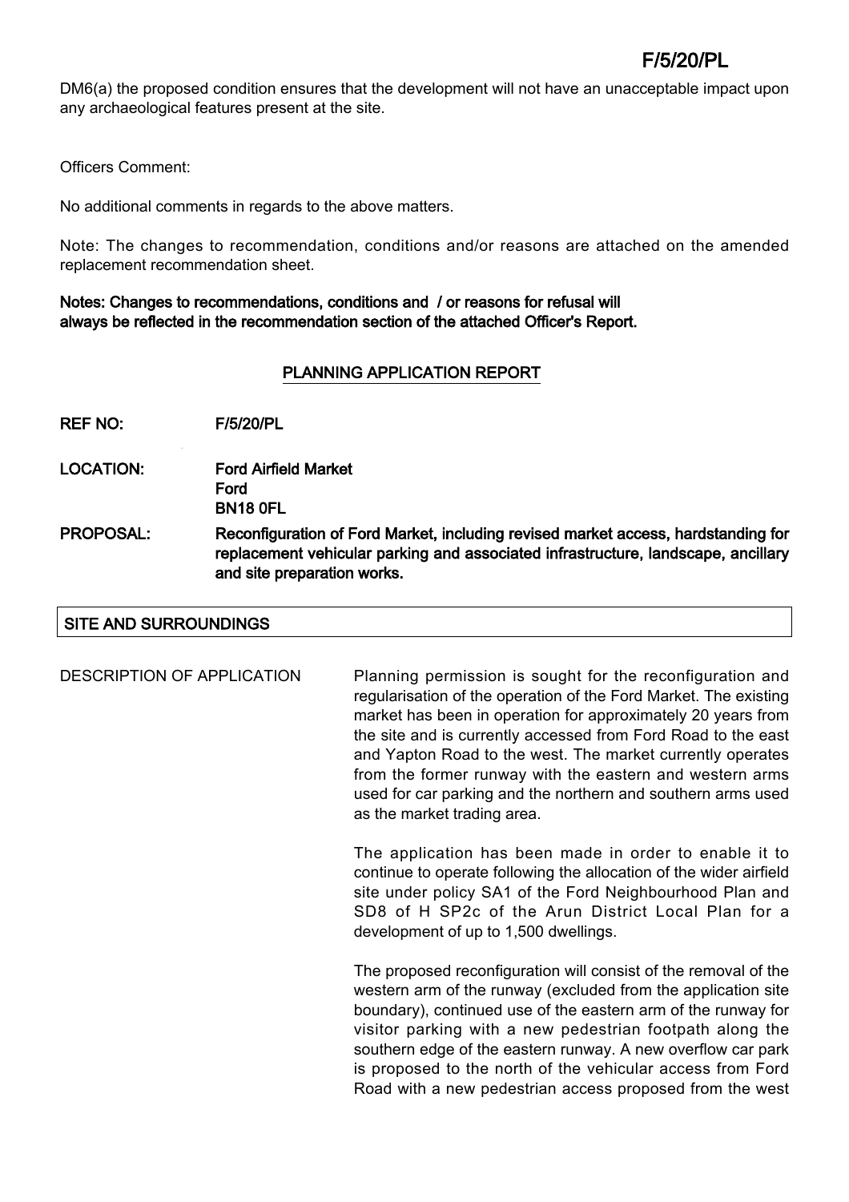DM6(a) the proposed condition ensures that the development will not have an unacceptable impact upon any archaeological features present at the site.

Officers Comment:

No additional comments in regards to the above matters.

Note: The changes to recommendation, conditions and/or reasons are attached on the amended replacement recommendation sheet.

**Notes: Changes to recommendations, conditions and / or reasons for refusal will always be reflected in the recommendation section of the attached Officer's Report.**

## PLANNING APPLICATION REPORT

**REF NO:** **F/5/20/PL**

**LOCATION:** **Ford Airfield Market**
**Ford**
**BN18 0FL**

**PROPOSAL:** **Reconfiguration of Ford Market, including revised market access, hardstanding for replacement vehicular parking and associated infrastructure, landscape, ancillary and site preparation works.**

## SITE AND SURROUNDINGS

DESCRIPTION OF APPLICATION

Planning permission is sought for the reconfiguration and regularisation of the operation of the Ford Market. The existing market has been in operation for approximately 20 years from the site and is currently accessed from Ford Road to the east and Yapton Road to the west. The market currently operates from the former runway with the eastern and western arms used for car parking and the northern and southern arms used as the market trading area.

The application has been made in order to enable it to continue to operate following the allocation of the wider airfield site under policy SA1 of the Ford Neighbourhood Plan and SD8 of H SP2c of the Arun District Local Plan for a development of up to 1,500 dwellings.

The proposed reconfiguration will consist of the removal of the western arm of the runway (excluded from the application site boundary), continued use of the eastern arm of the runway for visitor parking with a new pedestrian footpath along the southern edge of the eastern runway. A new overflow car park is proposed to the north of the vehicular access from Ford Road with a new pedestrian access proposed from the west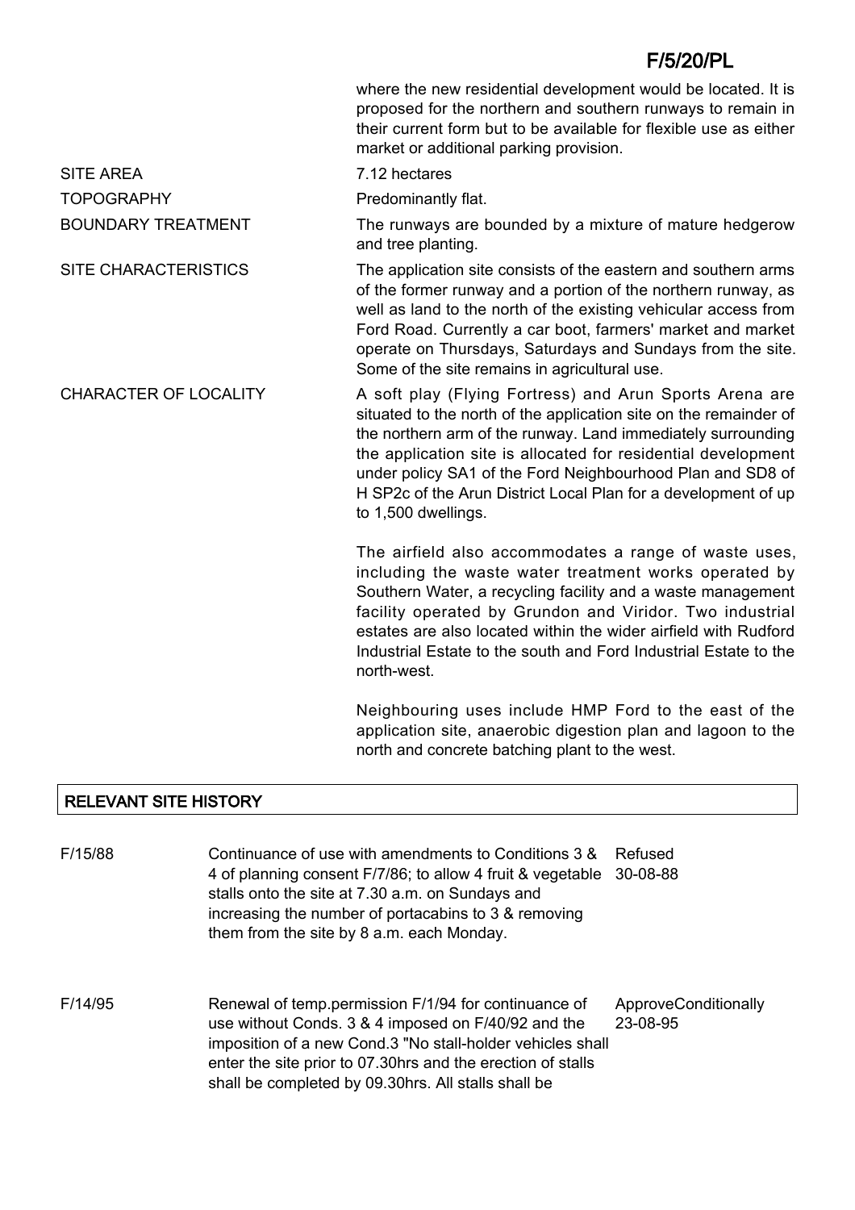| | |
|---|---|
| | where the new residential development would be located. It is proposed for the northern and southern runways to remain in their current form but to be available for flexible use as either market or additional parking provision. |
| SITE AREA | 7.12 hectares |
| TOPOGRAPHY | Predominantly flat. |
| BOUNDARY TREATMENT | The runways are bounded by a mixture of mature hedgerow and tree planting. |
| SITE CHARACTERISTICS | The application site consists of the eastern and southern arms of the former runway and a portion of the northern runway, as well as land to the north of the existing vehicular access from Ford Road. Currently a car boot, farmers' market and market operate on Thursdays, Saturdays and Sundays from the site. Some of the site remains in agricultural use. |
| CHARACTER OF LOCALITY | A soft play (Flying Fortress) and Arun Sports Arena are situated to the north of the application site on the remainder of the northern arm of the runway. Land immediately surrounding the application site is allocated for residential development under policy SA1 of the Ford Neighbourhood Plan and SD8 of H SP2c of the Arun District Local Plan for a development of up to 1,500 dwellings.<br><br>The airfield also accommodates a range of waste uses, including the waste water treatment works operated by Southern Water, a recycling facility and a waste management facility operated by Grundon and Viridor. Two industrial estates are also located within the wider airfield with Rudford Industrial Estate to the south and Ford Industrial Estate to the north-west.<br><br>Neighbouring uses include HMP Ford to the east of the application site, anaerobic digestion plan and lagoon to the north and concrete batching plant to the west. |

## RELEVANT SITE HISTORY

| | | |
|---|---|---|
| F/15/88 | Continuance of use with amendments to Conditions 3 & 4 of planning consent F/7/86; to allow 4 fruit & vegetable stalls onto the site at 7.30 a.m. on Sundays and increasing the number of portacabins to 3 & removing them from the site by 8 a.m. each Monday. | Refused 30-08-88 |
| F/14/95 | Renewal of temp.permission F/1/94 for continuance of use without Conds. 3 & 4 imposed on F/40/92 and the imposition of a new Cond.3 "No stall-holder vehicles shall enter the site prior to 07.30hrs and the erection of stalls shall be completed by 09.30hrs. All stalls shall be | ApproveConditionally 23-08-95 |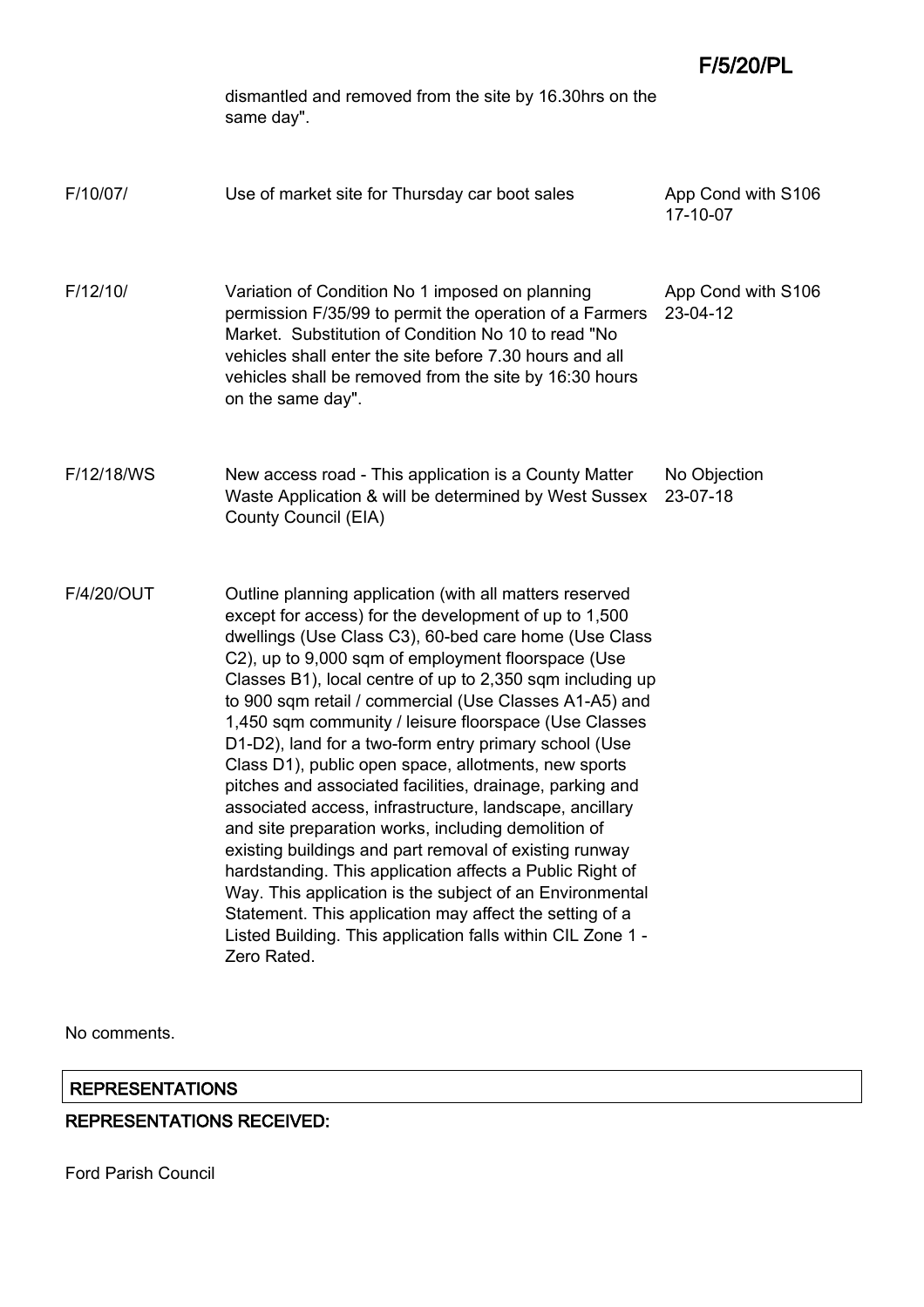dismantled and removed from the site by 16.30hrs on the same day".

| | | |
|---|---|---|
| F/10/07/ | Use of market site for Thursday car boot sales | App Cond with S106 17-10-07 |
| F/12/10/ | Variation of Condition No 1 imposed on planning permission F/35/99 to permit the operation of a Farmers Market. Substitution of Condition No 10 to read "No vehicles shall enter the site before 7.30 hours and all vehicles shall be removed from the site by 16:30 hours on the same day". | App Cond with S106 23-04-12 |
| F/12/18/WS | New access road - This application is a County Matter Waste Application & will be determined by West Sussex County Council (EIA) | No Objection 23-07-18 |
| F/4/20/OUT | Outline planning application (with all matters reserved except for access) for the development of up to 1,500 dwellings (Use Class C3), 60-bed care home (Use Class C2), up to 9,000 sqm of employment floorspace (Use Classes B1), local centre of up to 2,350 sqm including up to 900 sqm retail / commercial (Use Classes A1-A5) and 1,450 sqm community / leisure floorspace (Use Classes D1-D2), land for a two-form entry primary school (Use Class D1), public open space, allotments, new sports pitches and associated facilities, drainage, parking and associated access, infrastructure, landscape, ancillary and site preparation works, including demolition of existing buildings and part removal of existing runway hardstanding. This application affects a Public Right of Way. This application is the subject of an Environmental Statement. This application may affect the setting of a Listed Building. This application falls within CIL Zone 1 - Zero Rated. | |

No comments.

## REPRESENTATIONS

### REPRESENTATIONS RECEIVED:

Ford Parish Council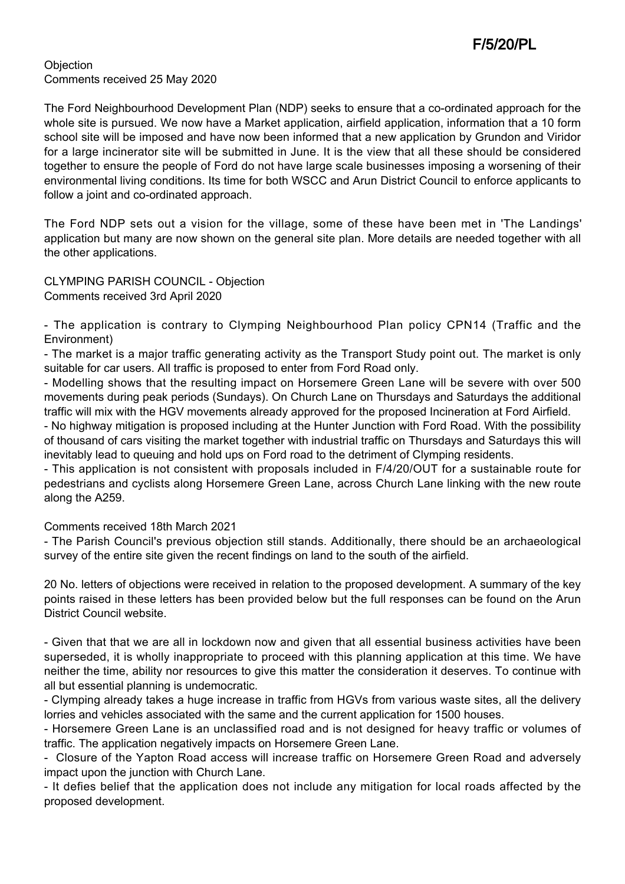Objection
Comments received 25 May 2020

The Ford Neighbourhood Development Plan (NDP) seeks to ensure that a co-ordinated approach for the whole site is pursued. We now have a Market application, airfield application, information that a 10 form school site will be imposed and have now been informed that a new application by Grundon and Viridor for a large incinerator site will be submitted in June. It is the view that all these should be considered together to ensure the people of Ford do not have large scale businesses imposing a worsening of their environmental living conditions. Its time for both WSCC and Arun District Council to enforce applicants to follow a joint and co-ordinated approach.

The Ford NDP sets out a vision for the village, some of these have been met in 'The Landings' application but many are now shown on the general site plan. More details are needed together with all the other applications.

CLYMPING PARISH COUNCIL - Objection
Comments received 3rd April 2020

- The application is contrary to Clymping Neighbourhood Plan policy CPN14 (Traffic and the Environment)
- The market is a major traffic generating activity as the Transport Study point out. The market is only suitable for car users. All traffic is proposed to enter from Ford Road only.
- Modelling shows that the resulting impact on Horsemere Green Lane will be severe with over 500 movements during peak periods (Sundays). On Church Lane on Thursdays and Saturdays the additional traffic will mix with the HGV movements already approved for the proposed Incineration at Ford Airfield.
- No highway mitigation is proposed including at the Hunter Junction with Ford Road. With the possibility of thousand of cars visiting the market together with industrial traffic on Thursdays and Saturdays this will inevitably lead to queuing and hold ups on Ford road to the detriment of Clymping residents.
- This application is not consistent with proposals included in F/4/20/OUT for a sustainable route for pedestrians and cyclists along Horsemere Green Lane, across Church Lane linking with the new route along the A259.

Comments received 18th March 2021
- The Parish Council's previous objection still stands. Additionally, there should be an archaeological survey of the entire site given the recent findings on land to the south of the airfield.

20 No. letters of objections were received in relation to the proposed development. A summary of the key points raised in these letters has been provided below but the full responses can be found on the Arun District Council website.

- Given that that we are all in lockdown now and given that all essential business activities have been superseded, it is wholly inappropriate to proceed with this planning application at this time. We have neither the time, ability nor resources to give this matter the consideration it deserves. To continue with all but essential planning is undemocratic.
- Clymping already takes a huge increase in traffic from HGVs from various waste sites, all the delivery lorries and vehicles associated with the same and the current application for 1500 houses.
- Horsemere Green Lane is an unclassified road and is not designed for heavy traffic or volumes of traffic. The application negatively impacts on Horsemere Green Lane.
- Closure of the Yapton Road access will increase traffic on Horsemere Green Road and adversely impact upon the junction with Church Lane.
- It defies belief that the application does not include any mitigation for local roads affected by the proposed development.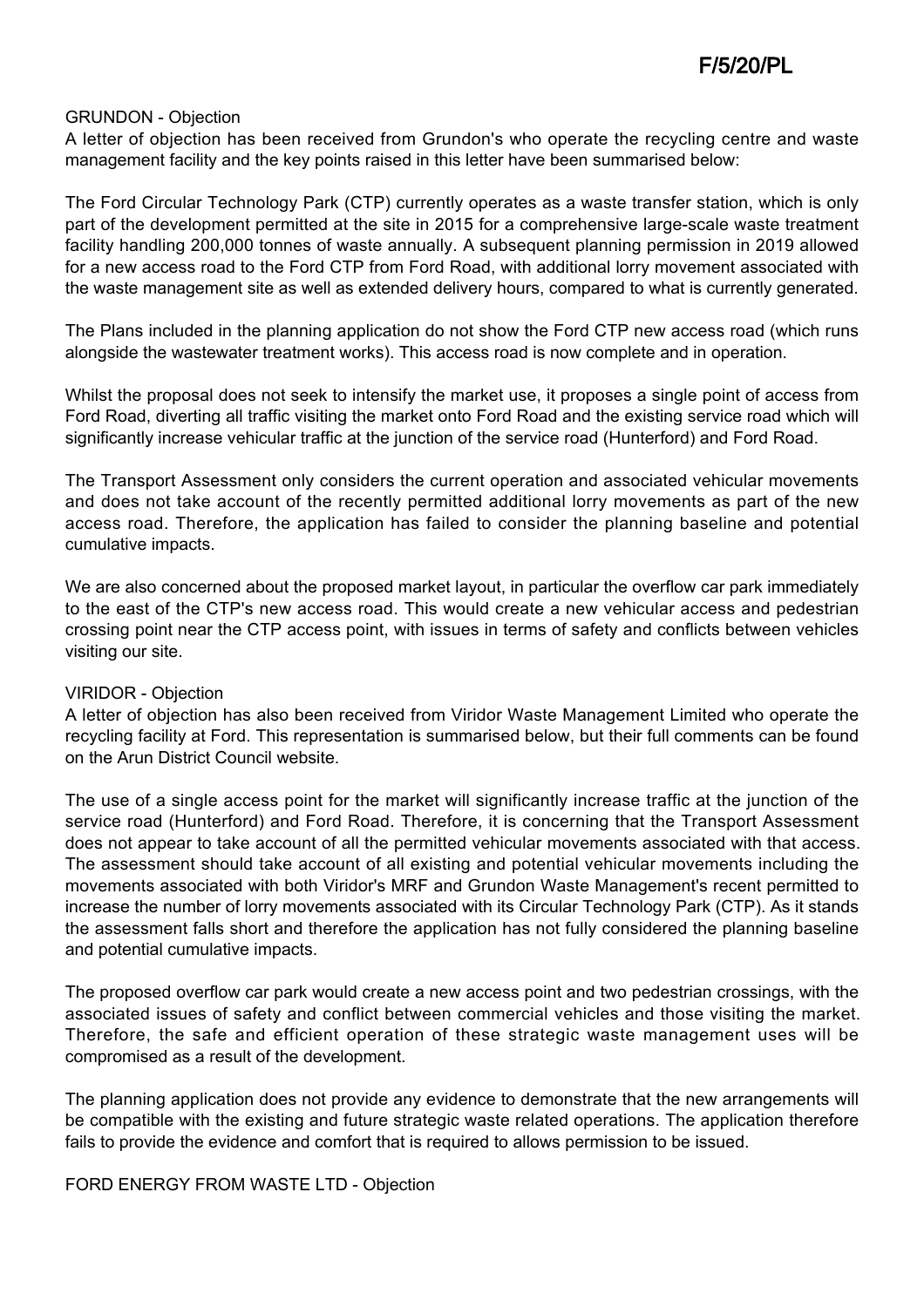GRUNDON - Objection

A letter of objection has been received from Grundon's who operate the recycling centre and waste management facility and the key points raised in this letter have been summarised below:

The Ford Circular Technology Park (CTP) currently operates as a waste transfer station, which is only part of the development permitted at the site in 2015 for a comprehensive large-scale waste treatment facility handling 200,000 tonnes of waste annually. A subsequent planning permission in 2019 allowed for a new access road to the Ford CTP from Ford Road, with additional lorry movement associated with the waste management site as well as extended delivery hours, compared to what is currently generated.

The Plans included in the planning application do not show the Ford CTP new access road (which runs alongside the wastewater treatment works). This access road is now complete and in operation.

Whilst the proposal does not seek to intensify the market use, it proposes a single point of access from Ford Road, diverting all traffic visiting the market onto Ford Road and the existing service road which will significantly increase vehicular traffic at the junction of the service road (Hunterford) and Ford Road.

The Transport Assessment only considers the current operation and associated vehicular movements and does not take account of the recently permitted additional lorry movements as part of the new access road. Therefore, the application has failed to consider the planning baseline and potential cumulative impacts.

We are also concerned about the proposed market layout, in particular the overflow car park immediately to the east of the CTP's new access road. This would create a new vehicular access and pedestrian crossing point near the CTP access point, with issues in terms of safety and conflicts between vehicles visiting our site.

VIRIDOR - Objection

A letter of objection has also been received from Viridor Waste Management Limited who operate the recycling facility at Ford. This representation is summarised below, but their full comments can be found on the Arun District Council website.

The use of a single access point for the market will significantly increase traffic at the junction of the service road (Hunterford) and Ford Road. Therefore, it is concerning that the Transport Assessment does not appear to take account of all the permitted vehicular movements associated with that access. The assessment should take account of all existing and potential vehicular movements including the movements associated with both Viridor's MRF and Grundon Waste Management's recent permitted to increase the number of lorry movements associated with its Circular Technology Park (CTP). As it stands the assessment falls short and therefore the application has not fully considered the planning baseline and potential cumulative impacts.

The proposed overflow car park would create a new access point and two pedestrian crossings, with the associated issues of safety and conflict between commercial vehicles and those visiting the market. Therefore, the safe and efficient operation of these strategic waste management uses will be compromised as a result of the development.

The planning application does not provide any evidence to demonstrate that the new arrangements will be compatible with the existing and future strategic waste related operations. The application therefore fails to provide the evidence and comfort that is required to allows permission to be issued.

FORD ENERGY FROM WASTE LTD - Objection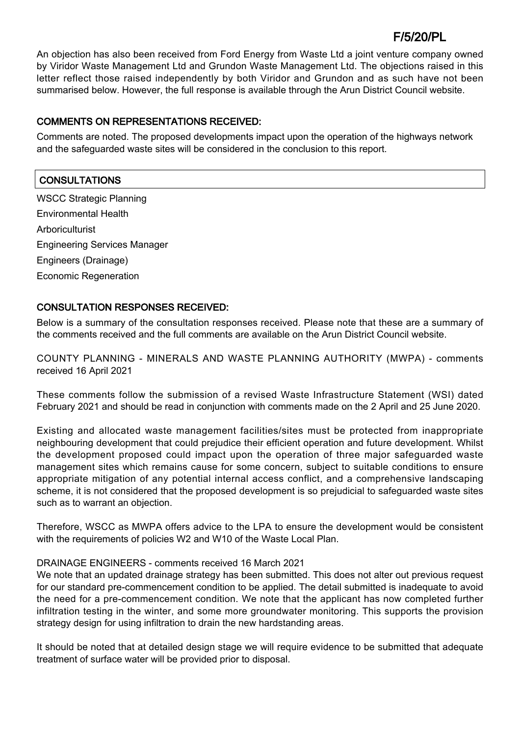An objection has also been received from Ford Energy from Waste Ltd a joint venture company owned by Viridor Waste Management Ltd and Grundon Waste Management Ltd. The objections raised in this letter reflect those raised independently by both Viridor and Grundon and as such have not been summarised below. However, the full response is available through the Arun District Council website.

## COMMENTS ON REPRESENTATIONS RECEIVED:

Comments are noted. The proposed developments impact upon the operation of the highways network and the safeguarded waste sites will be considered in the conclusion to this report.

## CONSULTATIONS

WSCC Strategic Planning

Environmental Health

Arboriculturist

Engineering Services Manager

Engineers (Drainage)

Economic Regeneration

## CONSULTATION RESPONSES RECEIVED:

Below is a summary of the consultation responses received. Please note that these are a summary of the comments received and the full comments are available on the Arun District Council website.

COUNTY PLANNING - MINERALS AND WASTE PLANNING AUTHORITY (MWPA) - comments received 16 April 2021

These comments follow the submission of a revised Waste Infrastructure Statement (WSI) dated February 2021 and should be read in conjunction with comments made on the 2 April and 25 June 2020.

Existing and allocated waste management facilities/sites must be protected from inappropriate neighbouring development that could prejudice their efficient operation and future development. Whilst the development proposed could impact upon the operation of three major safeguarded waste management sites which remains cause for some concern, subject to suitable conditions to ensure appropriate mitigation of any potential internal access conflict, and a comprehensive landscaping scheme, it is not considered that the proposed development is so prejudicial to safeguarded waste sites such as to warrant an objection.

Therefore, WSCC as MWPA offers advice to the LPA to ensure the development would be consistent with the requirements of policies W2 and W10 of the Waste Local Plan.

DRAINAGE ENGINEERS - comments received 16 March 2021

We note that an updated drainage strategy has been submitted. This does not alter out previous request for our standard pre-commencement condition to be applied. The detail submitted is inadequate to avoid the need for a pre-commencement condition. We note that the applicant has now completed further infiltration testing in the winter, and some more groundwater monitoring. This supports the provision strategy design for using infiltration to drain the new hardstanding areas.

It should be noted that at detailed design stage we will require evidence to be submitted that adequate treatment of surface water will be provided prior to disposal.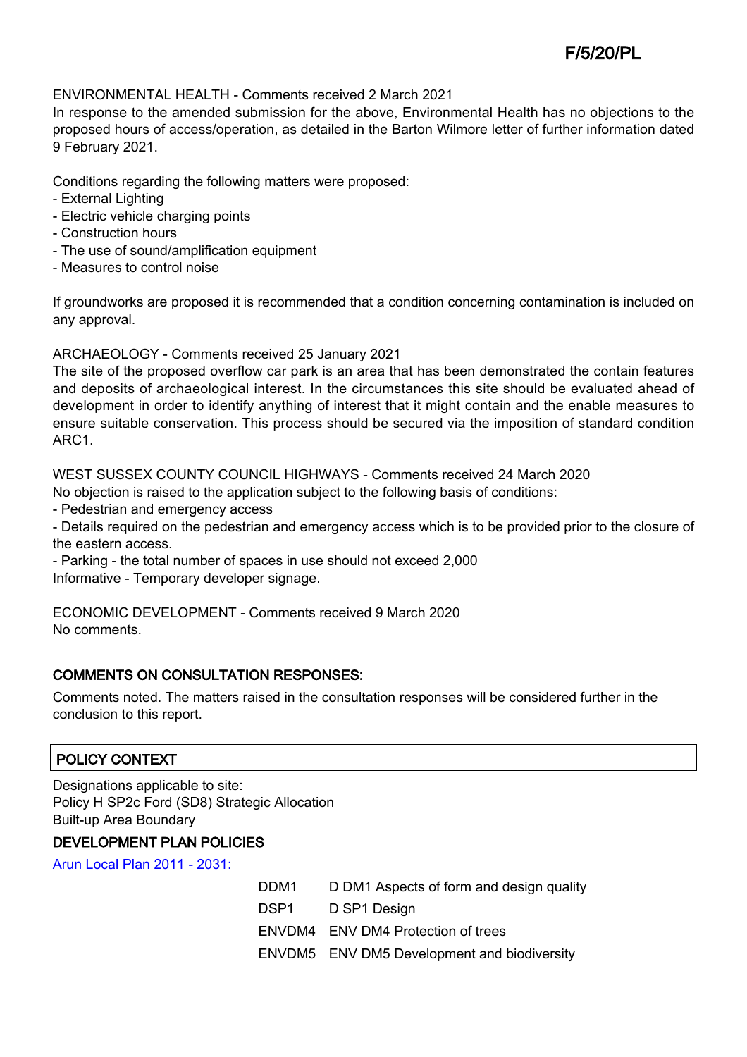ENVIRONMENTAL HEALTH - Comments received 2 March 2021
In response to the amended submission for the above, Environmental Health has no objections to the proposed hours of access/operation, as detailed in the Barton Wilmore letter of further information dated 9 February 2021.

Conditions regarding the following matters were proposed:
- External Lighting
- Electric vehicle charging points
- Construction hours
- The use of sound/amplification equipment
- Measures to control noise

If groundworks are proposed it is recommended that a condition concerning contamination is included on any approval.

ARCHAEOLOGY - Comments received 25 January 2021
The site of the proposed overflow car park is an area that has been demonstrated the contain features and deposits of archaeological interest. In the circumstances this site should be evaluated ahead of development in order to identify anything of interest that it might contain and the enable measures to ensure suitable conservation. This process should be secured via the imposition of standard condition ARC1.

WEST SUSSEX COUNTY COUNCIL HIGHWAYS - Comments received 24 March 2020
No objection is raised to the application subject to the following basis of conditions:
- Pedestrian and emergency access
- Details required on the pedestrian and emergency access which is to be provided prior to the closure of the eastern access.
- Parking - the total number of spaces in use should not exceed 2,000
Informative - Temporary developer signage.

ECONOMIC DEVELOPMENT - Comments received 9 March 2020
No comments.

## COMMENTS ON CONSULTATION RESPONSES:

Comments noted. The matters raised in the consultation responses will be considered further in the conclusion to this report.

## POLICY CONTEXT

Designations applicable to site:
Policy H SP2c Ford (SD8) Strategic Allocation
Built-up Area Boundary

### DEVELOPMENT PLAN POLICIES

Arun Local Plan 2011 - 2031:

| | |
|---|---|
| DDM1 | D DM1 Aspects of form and design quality |
| DSP1 | D SP1 Design |
| ENVDM4 | ENV DM4 Protection of trees |
| ENVDM5 | ENV DM5 Development and biodiversity |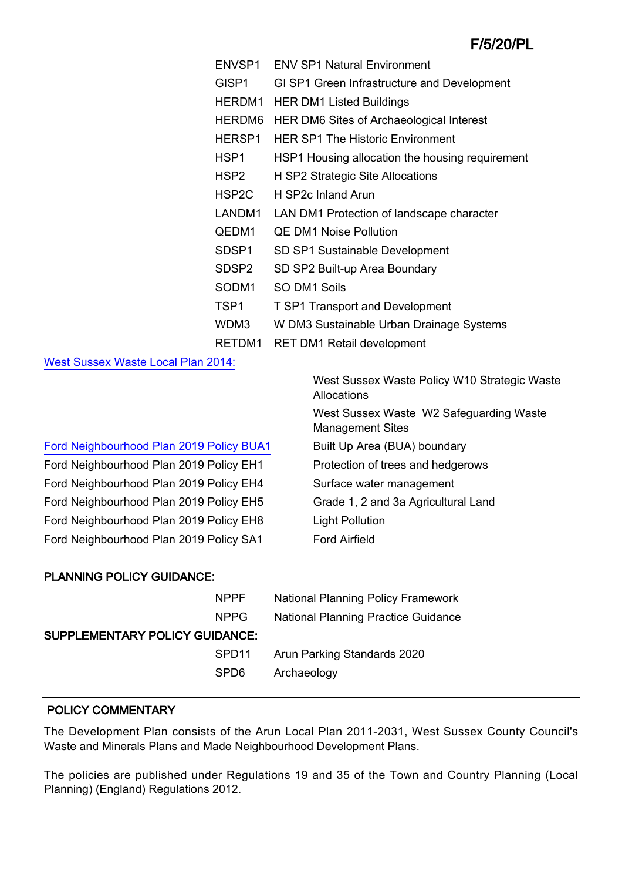| | |
|---|---|
| ENVSP1 | ENV SP1 Natural Environment |
| GISP1 | GI SP1 Green Infrastructure and Development |
| HERDM1 | HER DM1 Listed Buildings |
| HERDM6 | HER DM6 Sites of Archaeological Interest |
| HERSP1 | HER SP1 The Historic Environment |
| HSP1 | HSP1 Housing allocation the housing requirement |
| HSP2 | H SP2 Strategic Site Allocations |
| HSP2C | H SP2c Inland Arun |
| LANDM1 | LAN DM1 Protection of landscape character |
| QEDM1 | QE DM1 Noise Pollution |
| SDSP1 | SD SP1 Sustainable Development |
| SDSP2 | SD SP2 Built-up Area Boundary |
| SODM1 | SO DM1 Soils |
| TSP1 | T SP1 Transport and Development |
| WDM3 | W DM3 Sustainable Urban Drainage Systems |
| RETDM1 | RET DM1 Retail development |

West Sussex Waste Local Plan 2014:

| | |
|---|---|
| | West Sussex Waste Policy W10 Strategic Waste Allocations |
| | West Sussex Waste W2 Safeguarding Waste Management Sites |
| Ford Neighbourhood Plan 2019 Policy BUA1 | Built Up Area (BUA) boundary |
| Ford Neighbourhood Plan 2019 Policy EH1 | Protection of trees and hedgerows |
| Ford Neighbourhood Plan 2019 Policy EH4 | Surface water management |
| Ford Neighbourhood Plan 2019 Policy EH5 | Grade 1, 2 and 3a Agricultural Land |
| Ford Neighbourhood Plan 2019 Policy EH8 | Light Pollution |
| Ford Neighbourhood Plan 2019 Policy SA1 | Ford Airfield |

**PLANNING POLICY GUIDANCE:**

| | |
|---|---|
| NPPF | National Planning Policy Framework |
| NPPG | National Planning Practice Guidance |

**SUPPLEMENTARY POLICY GUIDANCE:**

| | |
|---|---|
| SPD11 | Arun Parking Standards 2020 |
| SPD6 | Archaeology |

## POLICY COMMENTARY

The Development Plan consists of the Arun Local Plan 2011-2031, West Sussex County Council's Waste and Minerals Plans and Made Neighbourhood Development Plans.

The policies are published under Regulations 19 and 35 of the Town and Country Planning (Local Planning) (England) Regulations 2012.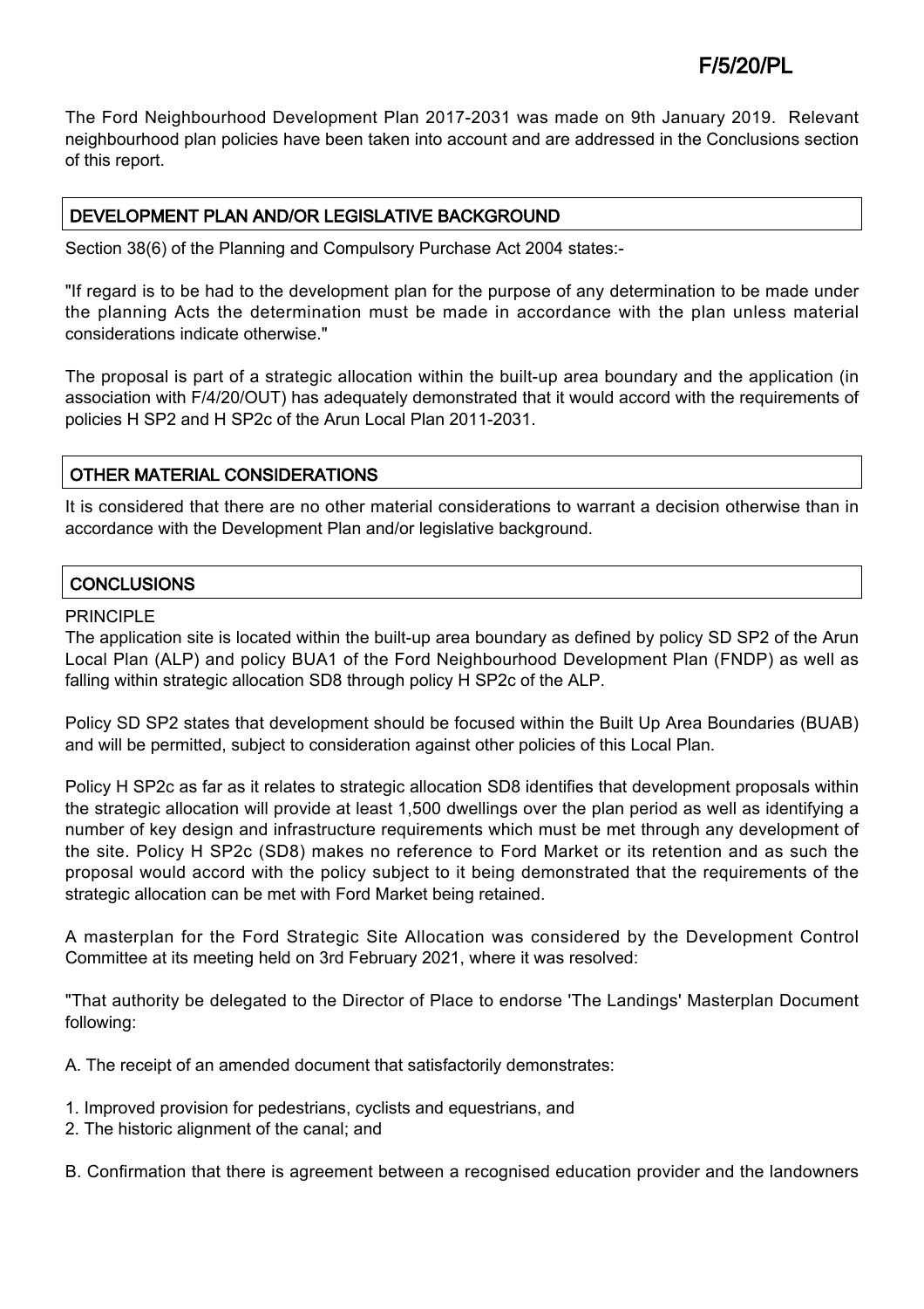The Ford Neighbourhood Development Plan 2017-2031 was made on 9th January 2019. Relevant neighbourhood plan policies have been taken into account and are addressed in the Conclusions section of this report.

## DEVELOPMENT PLAN AND/OR LEGISLATIVE BACKGROUND

Section 38(6) of the Planning and Compulsory Purchase Act 2004 states:-

"If regard is to be had to the development plan for the purpose of any determination to be made under the planning Acts the determination must be made in accordance with the plan unless material considerations indicate otherwise."

The proposal is part of a strategic allocation within the built-up area boundary and the application (in association with F/4/20/OUT) has adequately demonstrated that it would accord with the requirements of policies H SP2 and H SP2c of the Arun Local Plan 2011-2031.

## OTHER MATERIAL CONSIDERATIONS

It is considered that there are no other material considerations to warrant a decision otherwise than in accordance with the Development Plan and/or legislative background.

## CONCLUSIONS

PRINCIPLE

The application site is located within the built-up area boundary as defined by policy SD SP2 of the Arun Local Plan (ALP) and policy BUA1 of the Ford Neighbourhood Development Plan (FNDP) as well as falling within strategic allocation SD8 through policy H SP2c of the ALP.

Policy SD SP2 states that development should be focused within the Built Up Area Boundaries (BUAB) and will be permitted, subject to consideration against other policies of this Local Plan.

Policy H SP2c as far as it relates to strategic allocation SD8 identifies that development proposals within the strategic allocation will provide at least 1,500 dwellings over the plan period as well as identifying a number of key design and infrastructure requirements which must be met through any development of the site. Policy H SP2c (SD8) makes no reference to Ford Market or its retention and as such the proposal would accord with the policy subject to it being demonstrated that the requirements of the strategic allocation can be met with Ford Market being retained.

A masterplan for the Ford Strategic Site Allocation was considered by the Development Control Committee at its meeting held on 3rd February 2021, where it was resolved:

"That authority be delegated to the Director of Place to endorse 'The Landings' Masterplan Document following:

A. The receipt of an amended document that satisfactorily demonstrates:

1. Improved provision for pedestrians, cyclists and equestrians, and
2. The historic alignment of the canal; and

B. Confirmation that there is agreement between a recognised education provider and the landowners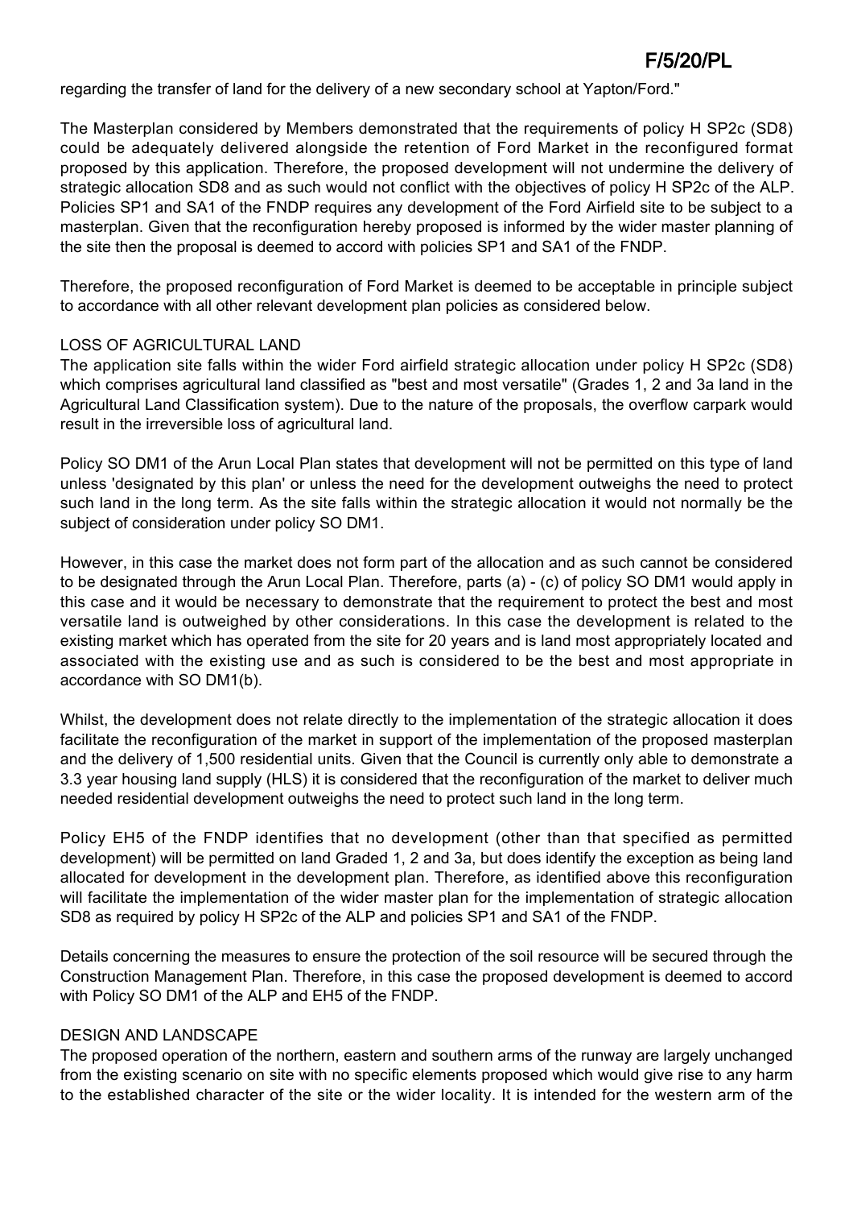regarding the transfer of land for the delivery of a new secondary school at Yapton/Ford."

The Masterplan considered by Members demonstrated that the requirements of policy H SP2c (SD8) could be adequately delivered alongside the retention of Ford Market in the reconfigured format proposed by this application. Therefore, the proposed development will not undermine the delivery of strategic allocation SD8 and as such would not conflict with the objectives of policy H SP2c of the ALP. Policies SP1 and SA1 of the FNDP requires any development of the Ford Airfield site to be subject to a masterplan. Given that the reconfiguration hereby proposed is informed by the wider master planning of the site then the proposal is deemed to accord with policies SP1 and SA1 of the FNDP.

Therefore, the proposed reconfiguration of Ford Market is deemed to be acceptable in principle subject to accordance with all other relevant development plan policies as considered below.

LOSS OF AGRICULTURAL LAND

The application site falls within the wider Ford airfield strategic allocation under policy H SP2c (SD8) which comprises agricultural land classified as "best and most versatile" (Grades 1, 2 and 3a land in the Agricultural Land Classification system). Due to the nature of the proposals, the overflow carpark would result in the irreversible loss of agricultural land.

Policy SO DM1 of the Arun Local Plan states that development will not be permitted on this type of land unless 'designated by this plan' or unless the need for the development outweighs the need to protect such land in the long term. As the site falls within the strategic allocation it would not normally be the subject of consideration under policy SO DM1.

However, in this case the market does not form part of the allocation and as such cannot be considered to be designated through the Arun Local Plan. Therefore, parts (a) - (c) of policy SO DM1 would apply in this case and it would be necessary to demonstrate that the requirement to protect the best and most versatile land is outweighed by other considerations. In this case the development is related to the existing market which has operated from the site for 20 years and is land most appropriately located and associated with the existing use and as such is considered to be the best and most appropriate in accordance with SO DM1(b).

Whilst, the development does not relate directly to the implementation of the strategic allocation it does facilitate the reconfiguration of the market in support of the implementation of the proposed masterplan and the delivery of 1,500 residential units. Given that the Council is currently only able to demonstrate a 3.3 year housing land supply (HLS) it is considered that the reconfiguration of the market to deliver much needed residential development outweighs the need to protect such land in the long term.

Policy EH5 of the FNDP identifies that no development (other than that specified as permitted development) will be permitted on land Graded 1, 2 and 3a, but does identify the exception as being land allocated for development in the development plan. Therefore, as identified above this reconfiguration will facilitate the implementation of the wider master plan for the implementation of strategic allocation SD8 as required by policy H SP2c of the ALP and policies SP1 and SA1 of the FNDP.

Details concerning the measures to ensure the protection of the soil resource will be secured through the Construction Management Plan. Therefore, in this case the proposed development is deemed to accord with Policy SO DM1 of the ALP and EH5 of the FNDP.

DESIGN AND LANDSCAPE

The proposed operation of the northern, eastern and southern arms of the runway are largely unchanged from the existing scenario on site with no specific elements proposed which would give rise to any harm to the established character of the site or the wider locality. It is intended for the western arm of the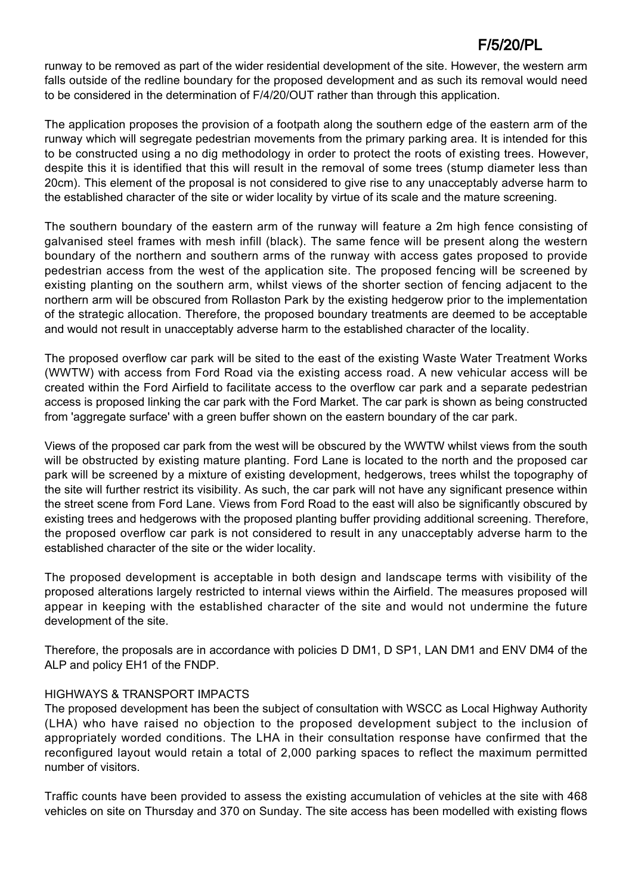runway to be removed as part of the wider residential development of the site. However, the western arm falls outside of the redline boundary for the proposed development and as such its removal would need to be considered in the determination of F/4/20/OUT rather than through this application.

The application proposes the provision of a footpath along the southern edge of the eastern arm of the runway which will segregate pedestrian movements from the primary parking area. It is intended for this to be constructed using a no dig methodology in order to protect the roots of existing trees. However, despite this it is identified that this will result in the removal of some trees (stump diameter less than 20cm). This element of the proposal is not considered to give rise to any unacceptably adverse harm to the established character of the site or wider locality by virtue of its scale and the mature screening.

The southern boundary of the eastern arm of the runway will feature a 2m high fence consisting of galvanised steel frames with mesh infill (black). The same fence will be present along the western boundary of the northern and southern arms of the runway with access gates proposed to provide pedestrian access from the west of the application site. The proposed fencing will be screened by existing planting on the southern arm, whilst views of the shorter section of fencing adjacent to the northern arm will be obscured from Rollaston Park by the existing hedgerow prior to the implementation of the strategic allocation. Therefore, the proposed boundary treatments are deemed to be acceptable and would not result in unacceptably adverse harm to the established character of the locality.

The proposed overflow car park will be sited to the east of the existing Waste Water Treatment Works (WWTW) with access from Ford Road via the existing access road. A new vehicular access will be created within the Ford Airfield to facilitate access to the overflow car park and a separate pedestrian access is proposed linking the car park with the Ford Market. The car park is shown as being constructed from 'aggregate surface' with a green buffer shown on the eastern boundary of the car park.

Views of the proposed car park from the west will be obscured by the WWTW whilst views from the south will be obstructed by existing mature planting. Ford Lane is located to the north and the proposed car park will be screened by a mixture of existing development, hedgerows, trees whilst the topography of the site will further restrict its visibility. As such, the car park will not have any significant presence within the street scene from Ford Lane. Views from Ford Road to the east will also be significantly obscured by existing trees and hedgerows with the proposed planting buffer providing additional screening. Therefore, the proposed overflow car park is not considered to result in any unacceptably adverse harm to the established character of the site or the wider locality.

The proposed development is acceptable in both design and landscape terms with visibility of the proposed alterations largely restricted to internal views within the Airfield. The measures proposed will appear in keeping with the established character of the site and would not undermine the future development of the site.

Therefore, the proposals are in accordance with policies D DM1, D SP1, LAN DM1 and ENV DM4 of the ALP and policy EH1 of the FNDP.

HIGHWAYS & TRANSPORT IMPACTS

The proposed development has been the subject of consultation with WSCC as Local Highway Authority (LHA) who have raised no objection to the proposed development subject to the inclusion of appropriately worded conditions. The LHA in their consultation response have confirmed that the reconfigured layout would retain a total of 2,000 parking spaces to reflect the maximum permitted number of visitors.

Traffic counts have been provided to assess the existing accumulation of vehicles at the site with 468 vehicles on site on Thursday and 370 on Sunday. The site access has been modelled with existing flows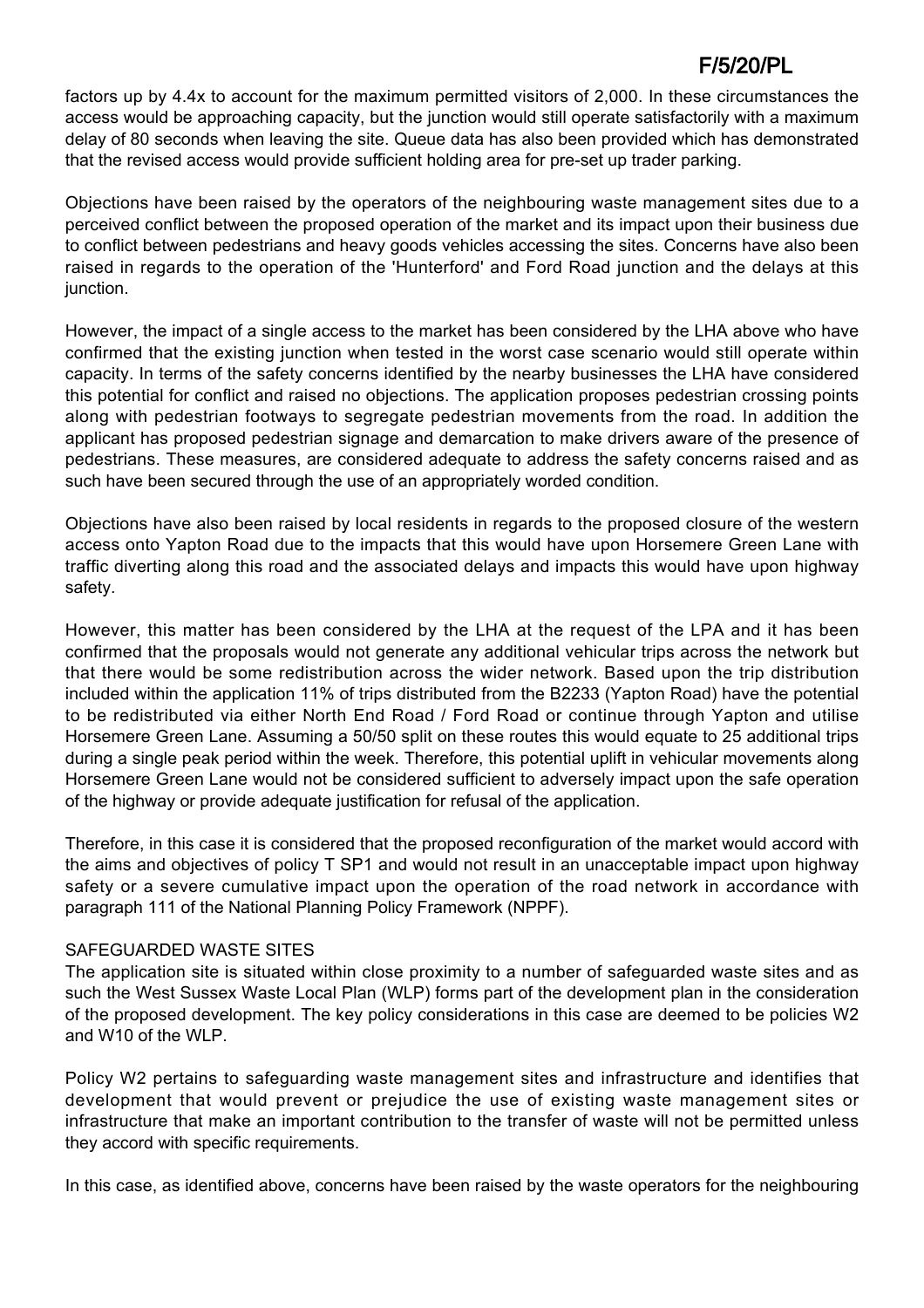factors up by 4.4x to account for the maximum permitted visitors of 2,000. In these circumstances the access would be approaching capacity, but the junction would still operate satisfactorily with a maximum delay of 80 seconds when leaving the site. Queue data has also been provided which has demonstrated that the revised access would provide sufficient holding area for pre-set up trader parking.

Objections have been raised by the operators of the neighbouring waste management sites due to a perceived conflict between the proposed operation of the market and its impact upon their business due to conflict between pedestrians and heavy goods vehicles accessing the sites. Concerns have also been raised in regards to the operation of the 'Hunterford' and Ford Road junction and the delays at this junction.

However, the impact of a single access to the market has been considered by the LHA above who have confirmed that the existing junction when tested in the worst case scenario would still operate within capacity. In terms of the safety concerns identified by the nearby businesses the LHA have considered this potential for conflict and raised no objections. The application proposes pedestrian crossing points along with pedestrian footways to segregate pedestrian movements from the road. In addition the applicant has proposed pedestrian signage and demarcation to make drivers aware of the presence of pedestrians. These measures, are considered adequate to address the safety concerns raised and as such have been secured through the use of an appropriately worded condition.

Objections have also been raised by local residents in regards to the proposed closure of the western access onto Yapton Road due to the impacts that this would have upon Horsemere Green Lane with traffic diverting along this road and the associated delays and impacts this would have upon highway safety.

However, this matter has been considered by the LHA at the request of the LPA and it has been confirmed that the proposals would not generate any additional vehicular trips across the network but that there would be some redistribution across the wider network. Based upon the trip distribution included within the application 11% of trips distributed from the B2233 (Yapton Road) have the potential to be redistributed via either North End Road / Ford Road or continue through Yapton and utilise Horsemere Green Lane. Assuming a 50/50 split on these routes this would equate to 25 additional trips during a single peak period within the week. Therefore, this potential uplift in vehicular movements along Horsemere Green Lane would not be considered sufficient to adversely impact upon the safe operation of the highway or provide adequate justification for refusal of the application.

Therefore, in this case it is considered that the proposed reconfiguration of the market would accord with the aims and objectives of policy T SP1 and would not result in an unacceptable impact upon highway safety or a severe cumulative impact upon the operation of the road network in accordance with paragraph 111 of the National Planning Policy Framework (NPPF).

SAFEGUARDED WASTE SITES

The application site is situated within close proximity to a number of safeguarded waste sites and as such the West Sussex Waste Local Plan (WLP) forms part of the development plan in the consideration of the proposed development. The key policy considerations in this case are deemed to be policies W2 and W10 of the WLP.

Policy W2 pertains to safeguarding waste management sites and infrastructure and identifies that development that would prevent or prejudice the use of existing waste management sites or infrastructure that make an important contribution to the transfer of waste will not be permitted unless they accord with specific requirements.

In this case, as identified above, concerns have been raised by the waste operators for the neighbouring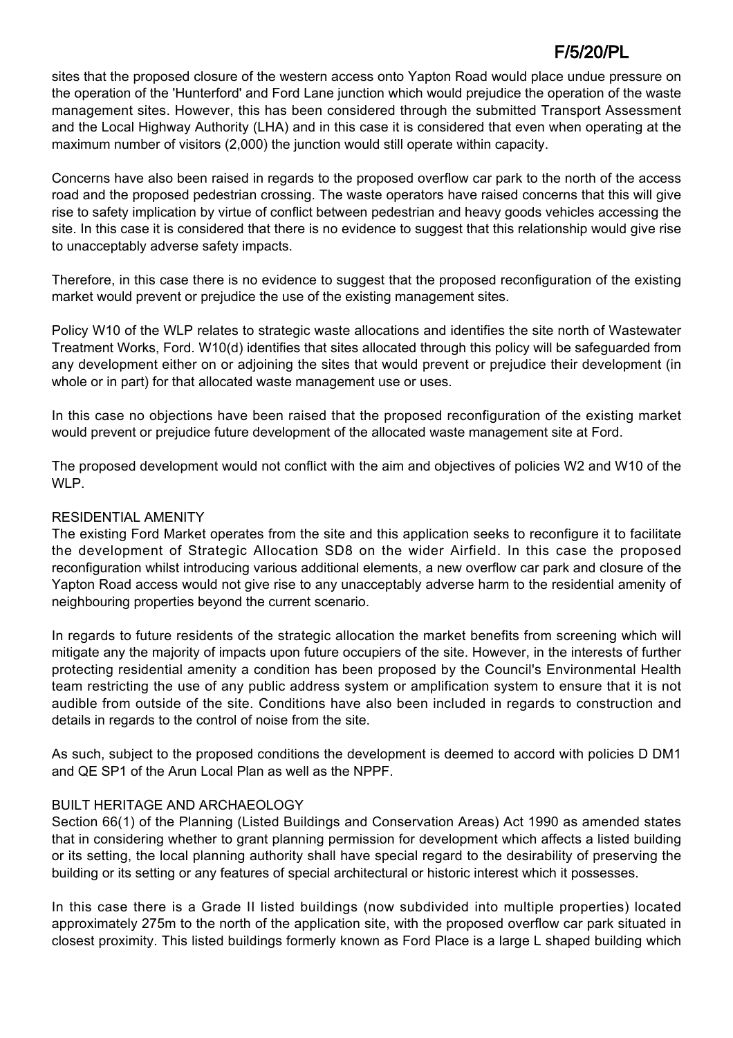sites that the proposed closure of the western access onto Yapton Road would place undue pressure on the operation of the 'Hunterford' and Ford Lane junction which would prejudice the operation of the waste management sites. However, this has been considered through the submitted Transport Assessment and the Local Highway Authority (LHA) and in this case it is considered that even when operating at the maximum number of visitors (2,000) the junction would still operate within capacity.

Concerns have also been raised in regards to the proposed overflow car park to the north of the access road and the proposed pedestrian crossing. The waste operators have raised concerns that this will give rise to safety implication by virtue of conflict between pedestrian and heavy goods vehicles accessing the site. In this case it is considered that there is no evidence to suggest that this relationship would give rise to unacceptably adverse safety impacts.

Therefore, in this case there is no evidence to suggest that the proposed reconfiguration of the existing market would prevent or prejudice the use of the existing management sites.

Policy W10 of the WLP relates to strategic waste allocations and identifies the site north of Wastewater Treatment Works, Ford. W10(d) identifies that sites allocated through this policy will be safeguarded from any development either on or adjoining the sites that would prevent or prejudice their development (in whole or in part) for that allocated waste management use or uses.

In this case no objections have been raised that the proposed reconfiguration of the existing market would prevent or prejudice future development of the allocated waste management site at Ford.

The proposed development would not conflict with the aim and objectives of policies W2 and W10 of the WLP.

RESIDENTIAL AMENITY

The existing Ford Market operates from the site and this application seeks to reconfigure it to facilitate the development of Strategic Allocation SD8 on the wider Airfield. In this case the proposed reconfiguration whilst introducing various additional elements, a new overflow car park and closure of the Yapton Road access would not give rise to any unacceptably adverse harm to the residential amenity of neighbouring properties beyond the current scenario.

In regards to future residents of the strategic allocation the market benefits from screening which will mitigate any the majority of impacts upon future occupiers of the site. However, in the interests of further protecting residential amenity a condition has been proposed by the Council's Environmental Health team restricting the use of any public address system or amplification system to ensure that it is not audible from outside of the site. Conditions have also been included in regards to construction and details in regards to the control of noise from the site.

As such, subject to the proposed conditions the development is deemed to accord with policies D DM1 and QE SP1 of the Arun Local Plan as well as the NPPF.

BUILT HERITAGE AND ARCHAEOLOGY

Section 66(1) of the Planning (Listed Buildings and Conservation Areas) Act 1990 as amended states that in considering whether to grant planning permission for development which affects a listed building or its setting, the local planning authority shall have special regard to the desirability of preserving the building or its setting or any features of special architectural or historic interest which it possesses.

In this case there is a Grade II listed buildings (now subdivided into multiple properties) located approximately 275m to the north of the application site, with the proposed overflow car park situated in closest proximity. This listed buildings formerly known as Ford Place is a large L shaped building which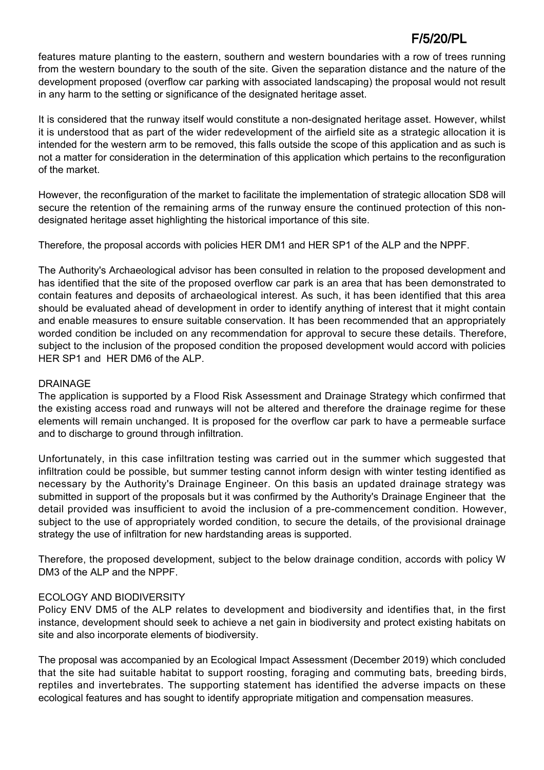features mature planting to the eastern, southern and western boundaries with a row of trees running from the western boundary to the south of the site. Given the separation distance and the nature of the development proposed (overflow car parking with associated landscaping) the proposal would not result in any harm to the setting or significance of the designated heritage asset.

It is considered that the runway itself would constitute a non-designated heritage asset. However, whilst it is understood that as part of the wider redevelopment of the airfield site as a strategic allocation it is intended for the western arm to be removed, this falls outside the scope of this application and as such is not a matter for consideration in the determination of this application which pertains to the reconfiguration of the market.

However, the reconfiguration of the market to facilitate the implementation of strategic allocation SD8 will secure the retention of the remaining arms of the runway ensure the continued protection of this non-designated heritage asset highlighting the historical importance of this site.

Therefore, the proposal accords with policies HER DM1 and HER SP1 of the ALP and the NPPF.

The Authority's Archaeological advisor has been consulted in relation to the proposed development and has identified that the site of the proposed overflow car park is an area that has been demonstrated to contain features and deposits of archaeological interest. As such, it has been identified that this area should be evaluated ahead of development in order to identify anything of interest that it might contain and enable measures to ensure suitable conservation. It has been recommended that an appropriately worded condition be included on any recommendation for approval to secure these details. Therefore, subject to the inclusion of the proposed condition the proposed development would accord with policies HER SP1 and HER DM6 of the ALP.

DRAINAGE

The application is supported by a Flood Risk Assessment and Drainage Strategy which confirmed that the existing access road and runways will not be altered and therefore the drainage regime for these elements will remain unchanged. It is proposed for the overflow car park to have a permeable surface and to discharge to ground through infiltration.

Unfortunately, in this case infiltration testing was carried out in the summer which suggested that infiltration could be possible, but summer testing cannot inform design with winter testing identified as necessary by the Authority's Drainage Engineer. On this basis an updated drainage strategy was submitted in support of the proposals but it was confirmed by the Authority's Drainage Engineer that the detail provided was insufficient to avoid the inclusion of a pre-commencement condition. However, subject to the use of appropriately worded condition, to secure the details, of the provisional drainage strategy the use of infiltration for new hardstanding areas is supported.

Therefore, the proposed development, subject to the below drainage condition, accords with policy W DM3 of the ALP and the NPPF.

ECOLOGY AND BIODIVERSITY

Policy ENV DM5 of the ALP relates to development and biodiversity and identifies that, in the first instance, development should seek to achieve a net gain in biodiversity and protect existing habitats on site and also incorporate elements of biodiversity.

The proposal was accompanied by an Ecological Impact Assessment (December 2019) which concluded that the site had suitable habitat to support roosting, foraging and commuting bats, breeding birds, reptiles and invertebrates. The supporting statement has identified the adverse impacts on these ecological features and has sought to identify appropriate mitigation and compensation measures.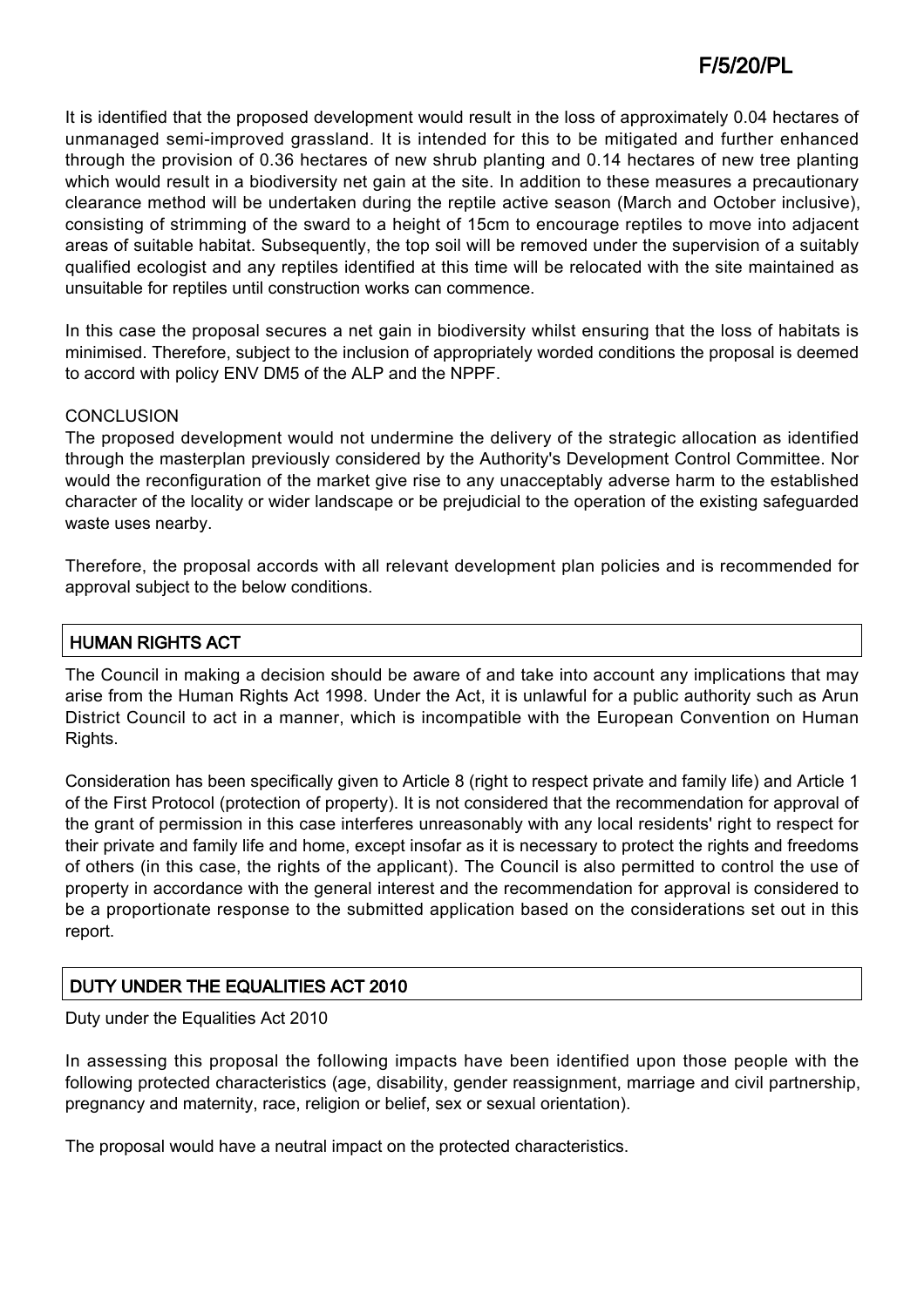It is identified that the proposed development would result in the loss of approximately 0.04 hectares of unmanaged semi-improved grassland. It is intended for this to be mitigated and further enhanced through the provision of 0.36 hectares of new shrub planting and 0.14 hectares of new tree planting which would result in a biodiversity net gain at the site. In addition to these measures a precautionary clearance method will be undertaken during the reptile active season (March and October inclusive), consisting of strimming of the sward to a height of 15cm to encourage reptiles to move into adjacent areas of suitable habitat. Subsequently, the top soil will be removed under the supervision of a suitably qualified ecologist and any reptiles identified at this time will be relocated with the site maintained as unsuitable for reptiles until construction works can commence.

In this case the proposal secures a net gain in biodiversity whilst ensuring that the loss of habitats is minimised. Therefore, subject to the inclusion of appropriately worded conditions the proposal is deemed to accord with policy ENV DM5 of the ALP and the NPPF.

CONCLUSION

The proposed development would not undermine the delivery of the strategic allocation as identified through the masterplan previously considered by the Authority's Development Control Committee. Nor would the reconfiguration of the market give rise to any unacceptably adverse harm to the established character of the locality or wider landscape or be prejudicial to the operation of the existing safeguarded waste uses nearby.

Therefore, the proposal accords with all relevant development plan policies and is recommended for approval subject to the below conditions.

## HUMAN RIGHTS ACT

The Council in making a decision should be aware of and take into account any implications that may arise from the Human Rights Act 1998. Under the Act, it is unlawful for a public authority such as Arun District Council to act in a manner, which is incompatible with the European Convention on Human Rights.

Consideration has been specifically given to Article 8 (right to respect private and family life) and Article 1 of the First Protocol (protection of property). It is not considered that the recommendation for approval of the grant of permission in this case interferes unreasonably with any local residents' right to respect for their private and family life and home, except insofar as it is necessary to protect the rights and freedoms of others (in this case, the rights of the applicant). The Council is also permitted to control the use of property in accordance with the general interest and the recommendation for approval is considered to be a proportionate response to the submitted application based on the considerations set out in this report.

## DUTY UNDER THE EQUALITIES ACT 2010

Duty under the Equalities Act 2010

In assessing this proposal the following impacts have been identified upon those people with the following protected characteristics (age, disability, gender reassignment, marriage and civil partnership, pregnancy and maternity, race, religion or belief, sex or sexual orientation).

The proposal would have a neutral impact on the protected characteristics.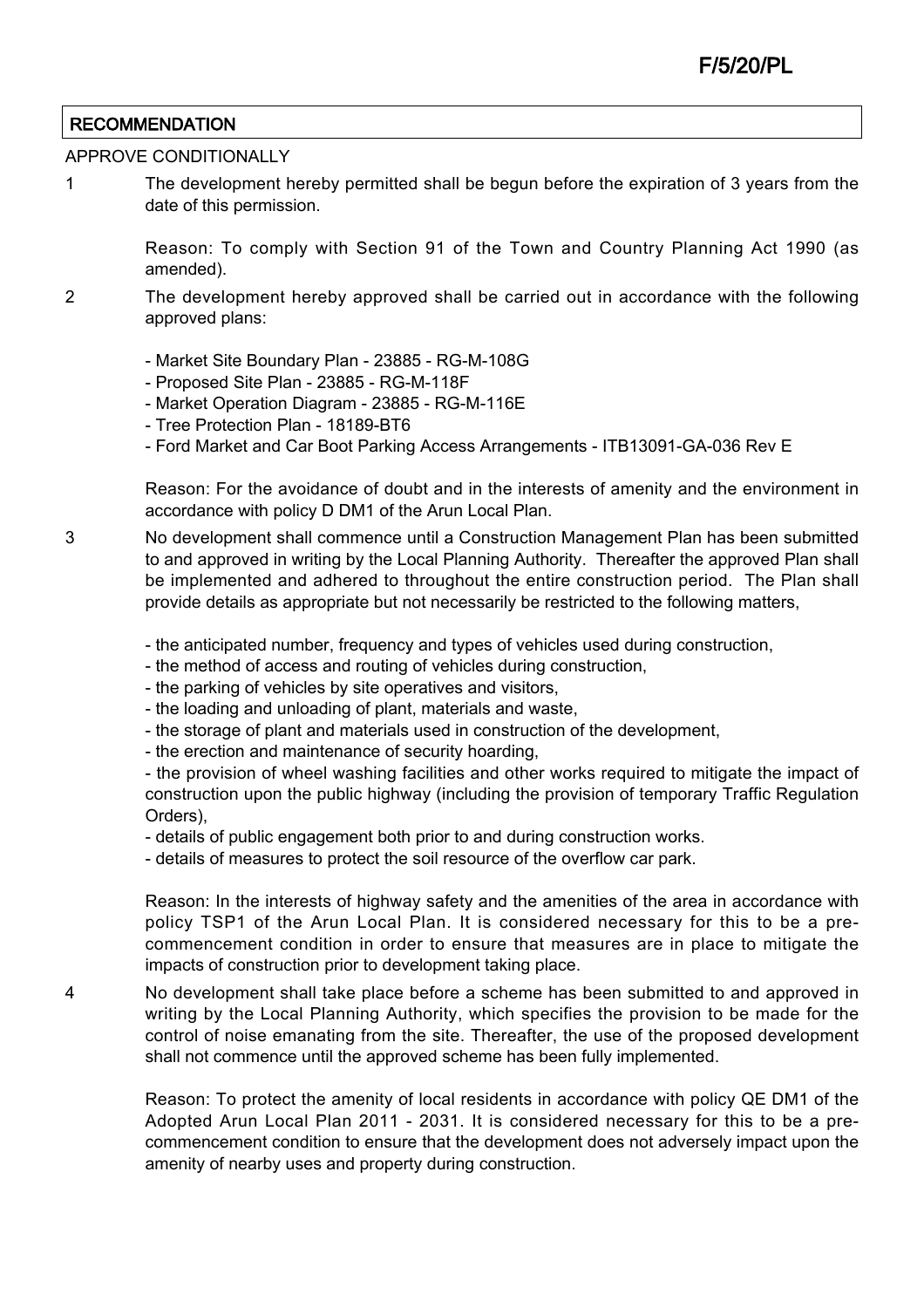## RECOMMENDATION

APPROVE CONDITIONALLY

1 The development hereby permitted shall be begun before the expiration of 3 years from the date of this permission.

Reason: To comply with Section 91 of the Town and Country Planning Act 1990 (as amended).

2 The development hereby approved shall be carried out in accordance with the following approved plans:

- Market Site Boundary Plan - 23885 - RG-M-108G
- Proposed Site Plan - 23885 - RG-M-118F
- Market Operation Diagram - 23885 - RG-M-116E
- Tree Protection Plan - 18189-BT6
- Ford Market and Car Boot Parking Access Arrangements - ITB13091-GA-036 Rev E

Reason: For the avoidance of doubt and in the interests of amenity and the environment in accordance with policy D DM1 of the Arun Local Plan.

3 No development shall commence until a Construction Management Plan has been submitted to and approved in writing by the Local Planning Authority. Thereafter the approved Plan shall be implemented and adhered to throughout the entire construction period. The Plan shall provide details as appropriate but not necessarily be restricted to the following matters,

- the anticipated number, frequency and types of vehicles used during construction,
- the method of access and routing of vehicles during construction,
- the parking of vehicles by site operatives and visitors,
- the loading and unloading of plant, materials and waste,
- the storage of plant and materials used in construction of the development,
- the erection and maintenance of security hoarding,
- the provision of wheel washing facilities and other works required to mitigate the impact of construction upon the public highway (including the provision of temporary Traffic Regulation Orders),
- details of public engagement both prior to and during construction works.
- details of measures to protect the soil resource of the overflow car park.

Reason: In the interests of highway safety and the amenities of the area in accordance with policy TSP1 of the Arun Local Plan. It is considered necessary for this to be a pre-commencement condition in order to ensure that measures are in place to mitigate the impacts of construction prior to development taking place.

4 No development shall take place before a scheme has been submitted to and approved in writing by the Local Planning Authority, which specifies the provision to be made for the control of noise emanating from the site. Thereafter, the use of the proposed development shall not commence until the approved scheme has been fully implemented.

Reason: To protect the amenity of local residents in accordance with policy QE DM1 of the Adopted Arun Local Plan 2011 - 2031. It is considered necessary for this to be a pre-commencement condition to ensure that the development does not adversely impact upon the amenity of nearby uses and property during construction.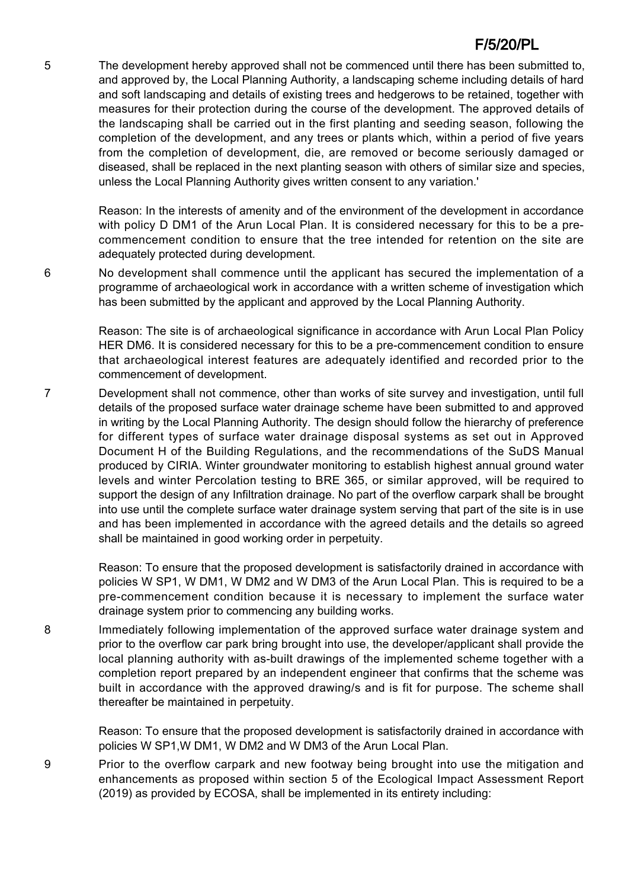5 The development hereby approved shall not be commenced until there has been submitted to, and approved by, the Local Planning Authority, a landscaping scheme including details of hard and soft landscaping and details of existing trees and hedgerows to be retained, together with measures for their protection during the course of the development. The approved details of the landscaping shall be carried out in the first planting and seeding season, following the completion of the development, and any trees or plants which, within a period of five years from the completion of development, die, are removed or become seriously damaged or diseased, shall be replaced in the next planting season with others of similar size and species, unless the Local Planning Authority gives written consent to any variation.'

Reason: In the interests of amenity and of the environment of the development in accordance with policy D DM1 of the Arun Local Plan. It is considered necessary for this to be a pre-commencement condition to ensure that the tree intended for retention on the site are adequately protected during development.

6 No development shall commence until the applicant has secured the implementation of a programme of archaeological work in accordance with a written scheme of investigation which has been submitted by the applicant and approved by the Local Planning Authority.

Reason: The site is of archaeological significance in accordance with Arun Local Plan Policy HER DM6. It is considered necessary for this to be a pre-commencement condition to ensure that archaeological interest features are adequately identified and recorded prior to the commencement of development.

7 Development shall not commence, other than works of site survey and investigation, until full details of the proposed surface water drainage scheme have been submitted to and approved in writing by the Local Planning Authority. The design should follow the hierarchy of preference for different types of surface water drainage disposal systems as set out in Approved Document H of the Building Regulations, and the recommendations of the SuDS Manual produced by CIRIA. Winter groundwater monitoring to establish highest annual ground water levels and winter Percolation testing to BRE 365, or similar approved, will be required to support the design of any Infiltration drainage. No part of the overflow carpark shall be brought into use until the complete surface water drainage system serving that part of the site is in use and has been implemented in accordance with the agreed details and the details so agreed shall be maintained in good working order in perpetuity.

Reason: To ensure that the proposed development is satisfactorily drained in accordance with policies W SP1, W DM1, W DM2 and W DM3 of the Arun Local Plan. This is required to be a pre-commencement condition because it is necessary to implement the surface water drainage system prior to commencing any building works.

8 Immediately following implementation of the approved surface water drainage system and prior to the overflow car park bring brought into use, the developer/applicant shall provide the local planning authority with as-built drawings of the implemented scheme together with a completion report prepared by an independent engineer that confirms that the scheme was built in accordance with the approved drawing/s and is fit for purpose. The scheme shall thereafter be maintained in perpetuity.

Reason: To ensure that the proposed development is satisfactorily drained in accordance with policies W SP1,W DM1, W DM2 and W DM3 of the Arun Local Plan.

9 Prior to the overflow carpark and new footway being brought into use the mitigation and enhancements as proposed within section 5 of the Ecological Impact Assessment Report (2019) as provided by ECOSA, shall be implemented in its entirety including: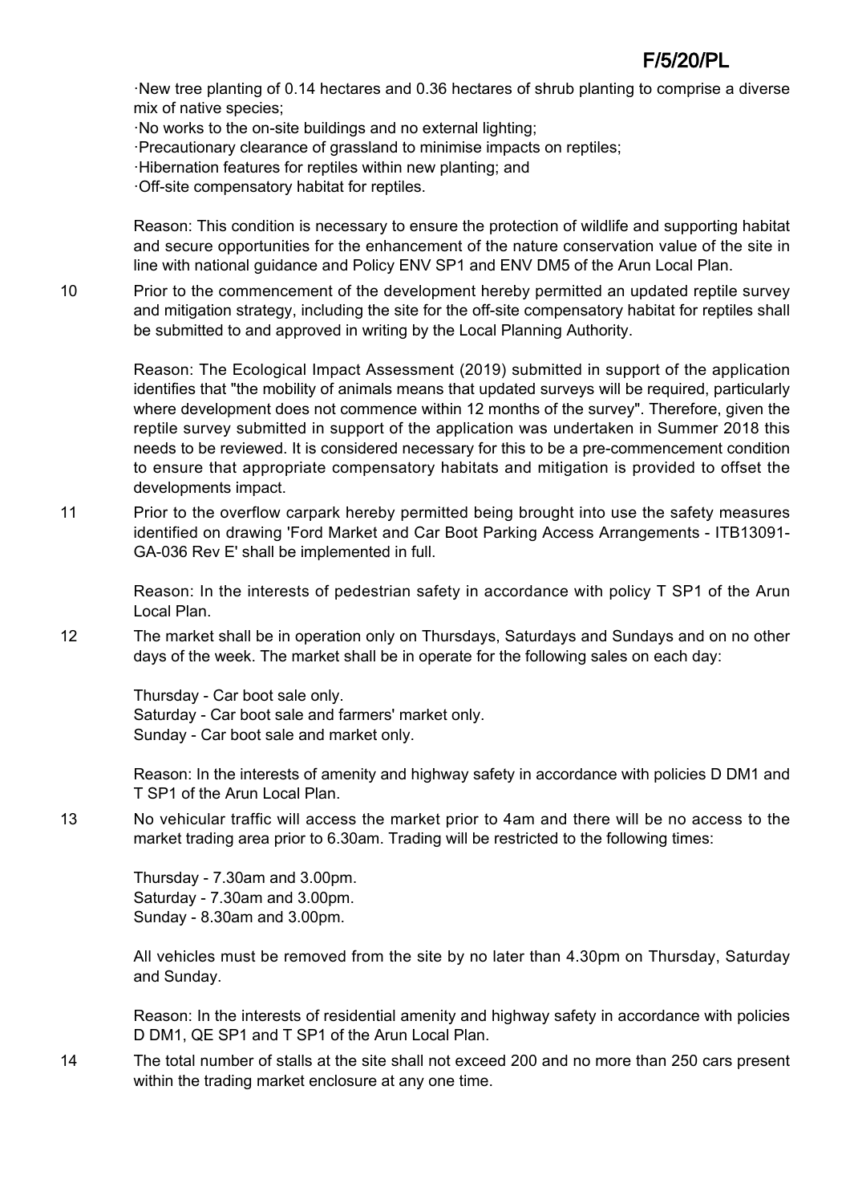·New tree planting of 0.14 hectares and 0.36 hectares of shrub planting to comprise a diverse mix of native species;
·No works to the on-site buildings and no external lighting;
·Precautionary clearance of grassland to minimise impacts on reptiles;
·Hibernation features for reptiles within new planting; and
·Off-site compensatory habitat for reptiles.

Reason: This condition is necessary to ensure the protection of wildlife and supporting habitat and secure opportunities for the enhancement of the nature conservation value of the site in line with national guidance and Policy ENV SP1 and ENV DM5 of the Arun Local Plan.

10 Prior to the commencement of the development hereby permitted an updated reptile survey and mitigation strategy, including the site for the off-site compensatory habitat for reptiles shall be submitted to and approved in writing by the Local Planning Authority.

Reason: The Ecological Impact Assessment (2019) submitted in support of the application identifies that "the mobility of animals means that updated surveys will be required, particularly where development does not commence within 12 months of the survey". Therefore, given the reptile survey submitted in support of the application was undertaken in Summer 2018 this needs to be reviewed. It is considered necessary for this to be a pre-commencement condition to ensure that appropriate compensatory habitats and mitigation is provided to offset the developments impact.

11 Prior to the overflow carpark hereby permitted being brought into use the safety measures identified on drawing 'Ford Market and Car Boot Parking Access Arrangements - ITB13091-GA-036 Rev E' shall be implemented in full.

Reason: In the interests of pedestrian safety in accordance with policy T SP1 of the Arun Local Plan.

12 The market shall be in operation only on Thursdays, Saturdays and Sundays and on no other days of the week. The market shall be in operate for the following sales on each day:

Thursday - Car boot sale only.
Saturday - Car boot sale and farmers' market only.
Sunday - Car boot sale and market only.

Reason: In the interests of amenity and highway safety in accordance with policies D DM1 and T SP1 of the Arun Local Plan.

13 No vehicular traffic will access the market prior to 4am and there will be no access to the market trading area prior to 6.30am. Trading will be restricted to the following times:

Thursday - 7.30am and 3.00pm.
Saturday - 7.30am and 3.00pm.
Sunday - 8.30am and 3.00pm.

All vehicles must be removed from the site by no later than 4.30pm on Thursday, Saturday and Sunday.

Reason: In the interests of residential amenity and highway safety in accordance with policies D DM1, QE SP1 and T SP1 of the Arun Local Plan.

14 The total number of stalls at the site shall not exceed 200 and no more than 250 cars present within the trading market enclosure at any one time.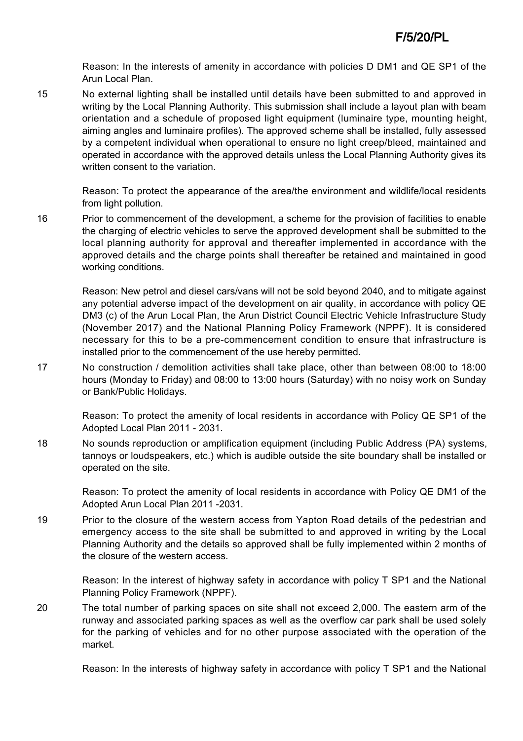Reason: In the interests of amenity in accordance with policies D DM1 and QE SP1 of the Arun Local Plan.

15 No external lighting shall be installed until details have been submitted to and approved in writing by the Local Planning Authority. This submission shall include a layout plan with beam orientation and a schedule of proposed light equipment (luminaire type, mounting height, aiming angles and luminaire profiles). The approved scheme shall be installed, fully assessed by a competent individual when operational to ensure no light creep/bleed, maintained and operated in accordance with the approved details unless the Local Planning Authority gives its written consent to the variation.

Reason: To protect the appearance of the area/the environment and wildlife/local residents from light pollution.

16 Prior to commencement of the development, a scheme for the provision of facilities to enable the charging of electric vehicles to serve the approved development shall be submitted to the local planning authority for approval and thereafter implemented in accordance with the approved details and the charge points shall thereafter be retained and maintained in good working conditions.

Reason: New petrol and diesel cars/vans will not be sold beyond 2040, and to mitigate against any potential adverse impact of the development on air quality, in accordance with policy QE DM3 (c) of the Arun Local Plan, the Arun District Council Electric Vehicle Infrastructure Study (November 2017) and the National Planning Policy Framework (NPPF). It is considered necessary for this to be a pre-commencement condition to ensure that infrastructure is installed prior to the commencement of the use hereby permitted.

17 No construction / demolition activities shall take place, other than between 08:00 to 18:00 hours (Monday to Friday) and 08:00 to 13:00 hours (Saturday) with no noisy work on Sunday or Bank/Public Holidays.

Reason: To protect the amenity of local residents in accordance with Policy QE SP1 of the Adopted Local Plan 2011 - 2031.

18 No sounds reproduction or amplification equipment (including Public Address (PA) systems, tannoys or loudspeakers, etc.) which is audible outside the site boundary shall be installed or operated on the site.

Reason: To protect the amenity of local residents in accordance with Policy QE DM1 of the Adopted Arun Local Plan 2011 -2031.

19 Prior to the closure of the western access from Yapton Road details of the pedestrian and emergency access to the site shall be submitted to and approved in writing by the Local Planning Authority and the details so approved shall be fully implemented within 2 months of the closure of the western access.

Reason: In the interest of highway safety in accordance with policy T SP1 and the National Planning Policy Framework (NPPF).

20 The total number of parking spaces on site shall not exceed 2,000. The eastern arm of the runway and associated parking spaces as well as the overflow car park shall be used solely for the parking of vehicles and for no other purpose associated with the operation of the market.

Reason: In the interests of highway safety in accordance with policy T SP1 and the National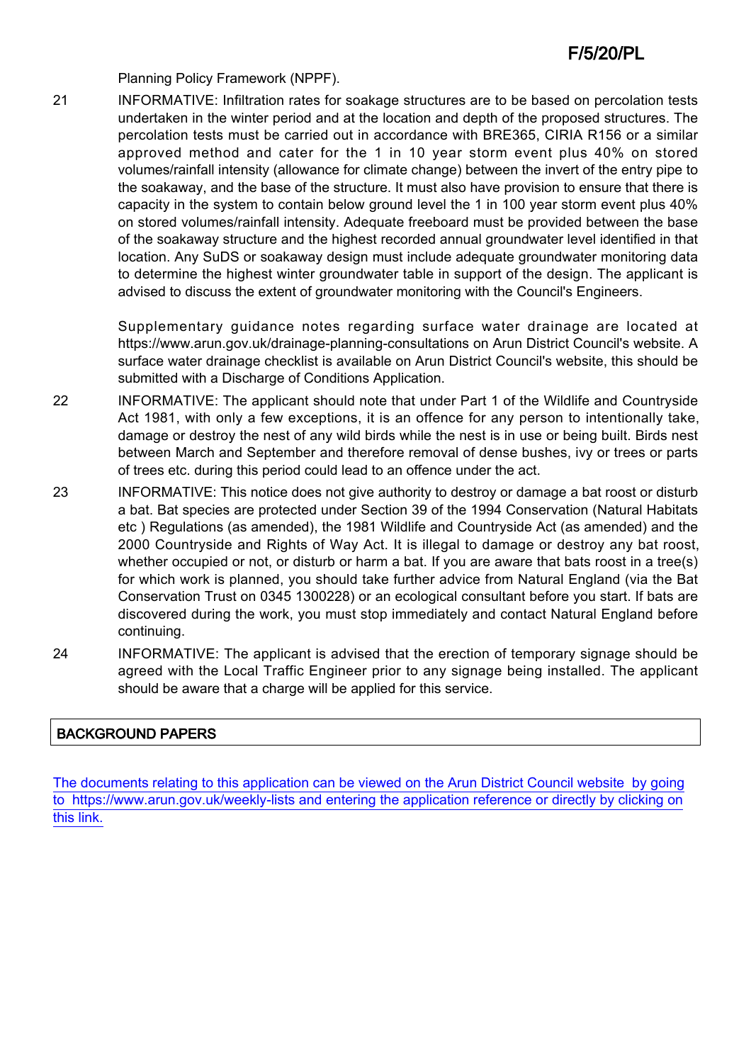Planning Policy Framework (NPPF).

21 INFORMATIVE: Infiltration rates for soakage structures are to be based on percolation tests undertaken in the winter period and at the location and depth of the proposed structures. The percolation tests must be carried out in accordance with BRE365, CIRIA R156 or a similar approved method and cater for the 1 in 10 year storm event plus 40% on stored volumes/rainfall intensity (allowance for climate change) between the invert of the entry pipe to the soakaway, and the base of the structure. It must also have provision to ensure that there is capacity in the system to contain below ground level the 1 in 100 year storm event plus 40% on stored volumes/rainfall intensity. Adequate freeboard must be provided between the base of the soakaway structure and the highest recorded annual groundwater level identified in that location. Any SuDS or soakaway design must include adequate groundwater monitoring data to determine the highest winter groundwater table in support of the design. The applicant is advised to discuss the extent of groundwater monitoring with the Council's Engineers.

Supplementary guidance notes regarding surface water drainage are located at https://www.arun.gov.uk/drainage-planning-consultations on Arun District Council's website. A surface water drainage checklist is available on Arun District Council's website, this should be submitted with a Discharge of Conditions Application.

22 INFORMATIVE: The applicant should note that under Part 1 of the Wildlife and Countryside Act 1981, with only a few exceptions, it is an offence for any person to intentionally take, damage or destroy the nest of any wild birds while the nest is in use or being built. Birds nest between March and September and therefore removal of dense bushes, ivy or trees or parts of trees etc. during this period could lead to an offence under the act.

23 INFORMATIVE: This notice does not give authority to destroy or damage a bat roost or disturb a bat. Bat species are protected under Section 39 of the 1994 Conservation (Natural Habitats etc ) Regulations (as amended), the 1981 Wildlife and Countryside Act (as amended) and the 2000 Countryside and Rights of Way Act. It is illegal to damage or destroy any bat roost, whether occupied or not, or disturb or harm a bat. If you are aware that bats roost in a tree(s) for which work is planned, you should take further advice from Natural England (via the Bat Conservation Trust on 0345 1300228) or an ecological consultant before you start. If bats are discovered during the work, you must stop immediately and contact Natural England before continuing.

24 INFORMATIVE: The applicant is advised that the erection of temporary signage should be agreed with the Local Traffic Engineer prior to any signage being installed. The applicant should be aware that a charge will be applied for this service.

## BACKGROUND PAPERS

The documents relating to this application can be viewed on the Arun District Council website by going to https://www.arun.gov.uk/weekly-lists and entering the application reference or directly by clicking on this link.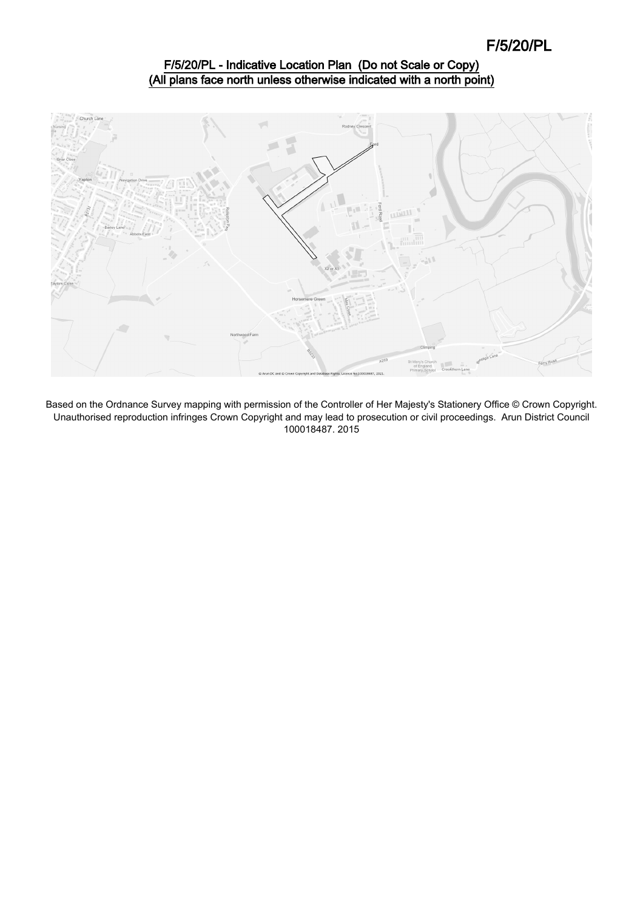# F/5/20/PL

## F/5/20/PL - Indicative Location Plan (Do not Scale or Copy)
## (All plans face north unless otherwise indicated with a north point)

Church Lane
Rodney Crescent
Ford
Briar Close
Yapton
Navigation Drive
Ford Road
B2132
Rollaston Park
Burley Lane
Abbots Field
X2 or X1
Taylors Close
Horsemere Green
Mill Close
Northwood Farm
B2233
Climping
A259
St Mary's Church of England Primary School
Crookthorn Lane
Brookpit Lane
Ferry Road
© Arun DC and © Crown Copyright and Database Rights. Licence No.100018487, 2021.

Based on the Ordnance Survey mapping with permission of the Controller of Her Majesty's Stationery Office © Crown Copyright. Unauthorised reproduction infringes Crown Copyright and may lead to prosecution or civil proceedings. Arun District Council 100018487. 2015